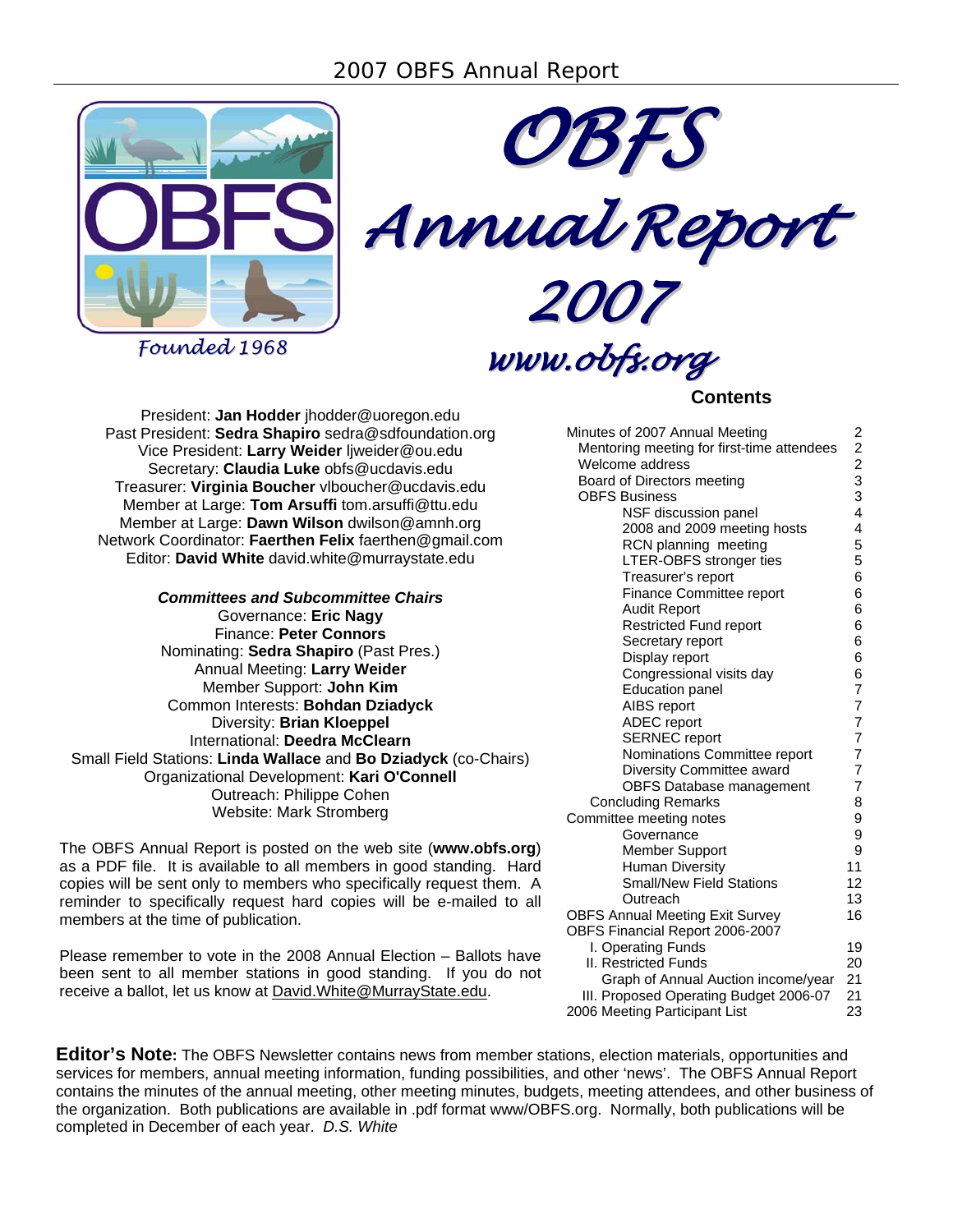# OBFS Annual Report 2007

Founded 1968

www.obfs.org

President: **Jan Hodder** jhodder@uoregon.edu
Past President: **Sedra Shapiro** sedra@sdfoundation.org
Vice President: **Larry Weider** ljweider@ou.edu
Secretary: **Claudia Luke** obfs@ucdavis.edu
Treasurer: **Virginia Boucher** vlboucher@ucdavis.edu
Member at Large: **Tom Arsuffi** tom.arsuffi@ttu.edu
Member at Large: **Dawn Wilson** dwilson@amnh.org
Network Coordinator: **Faerthen Felix** faerthen@gmail.com
Editor: **David White** david.white@murraystate.edu

***Committees and Subcommittee Chairs***

Governance: **Eric Nagy**
Finance: **Peter Connors**
Nominating: **Sedra Shapiro** (Past Pres.)
Annual Meeting: **Larry Weider**
Member Support: **John Kim**
Common Interests: **Bohdan Dziadyck**
Diversity: **Brian Kloeppel**
International: **Deedra McClearn**
Small Field Stations: **Linda Wallace** and **Bo Dziadyck** (co-Chairs)
Organizational Development: **Kari O'Connell**
Outreach: Philippe Cohen
Website: Mark Stromberg

The OBFS Annual Report is posted on the web site (**www.obfs.org**) as a PDF file. It is available to all members in good standing. Hard copies will be sent only to members who specifically request them. A reminder to specifically request hard copies will be e-mailed to all members at the time of publication.

Please remember to vote in the 2008 Annual Election – Ballots have been sent to all member stations in good standing. If you do not receive a ballot, let us know at David.White@MurrayState.edu.

## Contents

| | |
|---|---|
| Minutes of 2007 Annual Meeting | 2 |
| Mentoring meeting for first-time attendees | 2 |
| Welcome address | 2 |
| Board of Directors meeting | 3 |
| OBFS Business | 3 |
| NSF discussion panel | 4 |
| 2008 and 2009 meeting hosts | 4 |
| RCN planning meeting | 5 |
| LTER-OBFS stronger ties | 5 |
| Treasurer's report | 6 |
| Finance Committee report | 6 |
| Audit Report | 6 |
| Restricted Fund report | 6 |
| Secretary report | 6 |
| Display report | 6 |
| Congressional visits day | 6 |
| Education panel | 7 |
| AIBS report | 7 |
| ADEC report | 7 |
| SERNEC report | 7 |
| Nominations Committee report | 7 |
| Diversity Committee award | 7 |
| OBFS Database management | 7 |
| Concluding Remarks | 8 |
| Committee meeting notes | 9 |
| Governance | 9 |
| Member Support | 9 |
| Human Diversity | 11 |
| Small/New Field Stations | 12 |
| Outreach | 13 |
| OBFS Annual Meeting Exit Survey | 16 |
| OBFS Financial Report 2006-2007 | |
| I. Operating Funds | 19 |
| II. Restricted Funds | 20 |
| Graph of Annual Auction income/year | 21 |
| III. Proposed Operating Budget 2006-07 | 21 |
| 2006 Meeting Participant List | 23 |

**Editor's Note:** The OBFS Newsletter contains news from member stations, election materials, opportunities and services for members, annual meeting information, funding possibilities, and other 'news'. The OBFS Annual Report contains the minutes of the annual meeting, other meeting minutes, budgets, meeting attendees, and other business of the organization. Both publications are available in .pdf format www/OBFS.org. Normally, both publications will be completed in December of each year. *D.S. White*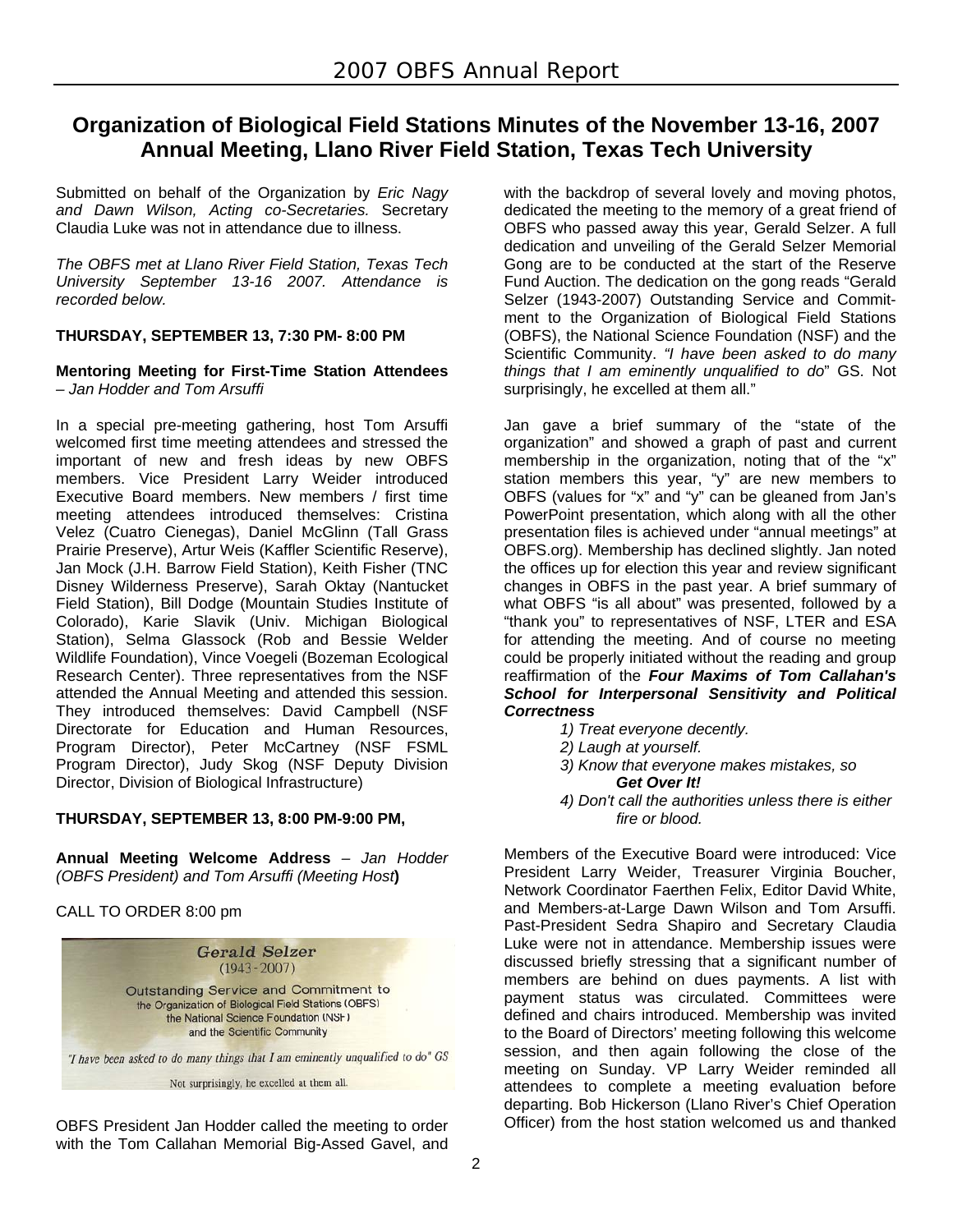## Organization of Biological Field Stations Minutes of the November 13-16, 2007 Annual Meeting, Llano River Field Station, Texas Tech University

Submitted on behalf of the Organization by *Eric Nagy and Dawn Wilson, Acting co-Secretaries.* Secretary Claudia Luke was not in attendance due to illness.

*The OBFS met at Llano River Field Station, Texas Tech University September 13-16 2007. Attendance is recorded below.*

**THURSDAY, SEPTEMBER 13, 7:30 PM- 8:00 PM**

**Mentoring Meeting for First-Time Station Attendees** – *Jan Hodder and Tom Arsuffi*

In a special pre-meeting gathering, host Tom Arsuffi welcomed first time meeting attendees and stressed the important of new and fresh ideas by new OBFS members. Vice President Larry Weider introduced Executive Board members. New members / first time meeting attendees introduced themselves: Cristina Velez (Cuatro Cienegas), Daniel McGlinn (Tall Grass Prairie Preserve), Artur Weis (Kaffler Scientific Reserve), Jan Mock (J.H. Barrow Field Station), Keith Fisher (TNC Disney Wilderness Preserve), Sarah Oktay (Nantucket Field Station), Bill Dodge (Mountain Studies Institute of Colorado), Karie Slavik (Univ. Michigan Biological Station), Selma Glassock (Rob and Bessie Welder Wildlife Foundation), Vince Voegeli (Bozeman Ecological Research Center). Three representatives from the NSF attended the Annual Meeting and attended this session. They introduced themselves: David Campbell (NSF Directorate for Education and Human Resources, Program Director), Peter McCartney (NSF FSML Program Director), Judy Skog (NSF Deputy Division Director, Division of Biological Infrastructure)

**THURSDAY, SEPTEMBER 13, 8:00 PM-9:00 PM,**

**Annual Meeting Welcome Address** – *Jan Hodder (OBFS President) and Tom Arsuffi (Meeting Host***)**

CALL TO ORDER 8:00 pm

**Gerald Selzer**
(1943 - 2007)

Outstanding Service and Commitment to
the Organization of Biological Field Stations (OBFS)
the National Science Foundation (NSF)
and the Scientific Community

*"I have been asked to do many things that I am eminently unqualified to do" GS*

Not surprisingly, he excelled at them all.

OBFS President Jan Hodder called the meeting to order with the Tom Callahan Memorial Big-Assed Gavel, and with the backdrop of several lovely and moving photos, dedicated the meeting to the memory of a great friend of OBFS who passed away this year, Gerald Selzer. A full dedication and unveiling of the Gerald Selzer Memorial Gong are to be conducted at the start of the Reserve Fund Auction. The dedication on the gong reads "Gerald Selzer (1943-2007) Outstanding Service and Commitment to the Organization of Biological Field Stations (OBFS), the National Science Foundation (NSF) and the Scientific Community. *"I have been asked to do many things that I am eminently unqualified to do*" GS. Not surprisingly, he excelled at them all."

Jan gave a brief summary of the "state of the organization" and showed a graph of past and current membership in the organization, noting that of the "x" station members this year, "y" are new members to OBFS (values for "x" and "y" can be gleaned from Jan's PowerPoint presentation, which along with all the other presentation files is achieved under "annual meetings" at OBFS.org). Membership has declined slightly. Jan noted the offices up for election this year and review significant changes in OBFS in the past year. A brief summary of what OBFS "is all about" was presented, followed by a "thank you" to representatives of NSF, LTER and ESA for attending the meeting. And of course no meeting could be properly initiated without the reading and group reaffirmation of the ***Four Maxims of Tom Callahan's School for Interpersonal Sensitivity and Political Correctness***

1) *Treat everyone decently.*
2) *Laugh at yourself.*
3) *Know that everyone makes mistakes, so* ***Get Over It!***
4) *Don't call the authorities unless there is either fire or blood.*

Members of the Executive Board were introduced: Vice President Larry Weider, Treasurer Virginia Boucher, Network Coordinator Faerthen Felix, Editor David White, and Members-at-Large Dawn Wilson and Tom Arsuffi. Past-President Sedra Shapiro and Secretary Claudia Luke were not in attendance. Membership issues were discussed briefly stressing that a significant number of members are behind on dues payments. A list with payment status was circulated. Committees were defined and chairs introduced. Membership was invited to the Board of Directors' meeting following this welcome session, and then again following the close of the meeting on Sunday. VP Larry Weider reminded all attendees to complete a meeting evaluation before departing. Bob Hickerson (Llano River's Chief Operation Officer) from the host station welcomed us and thanked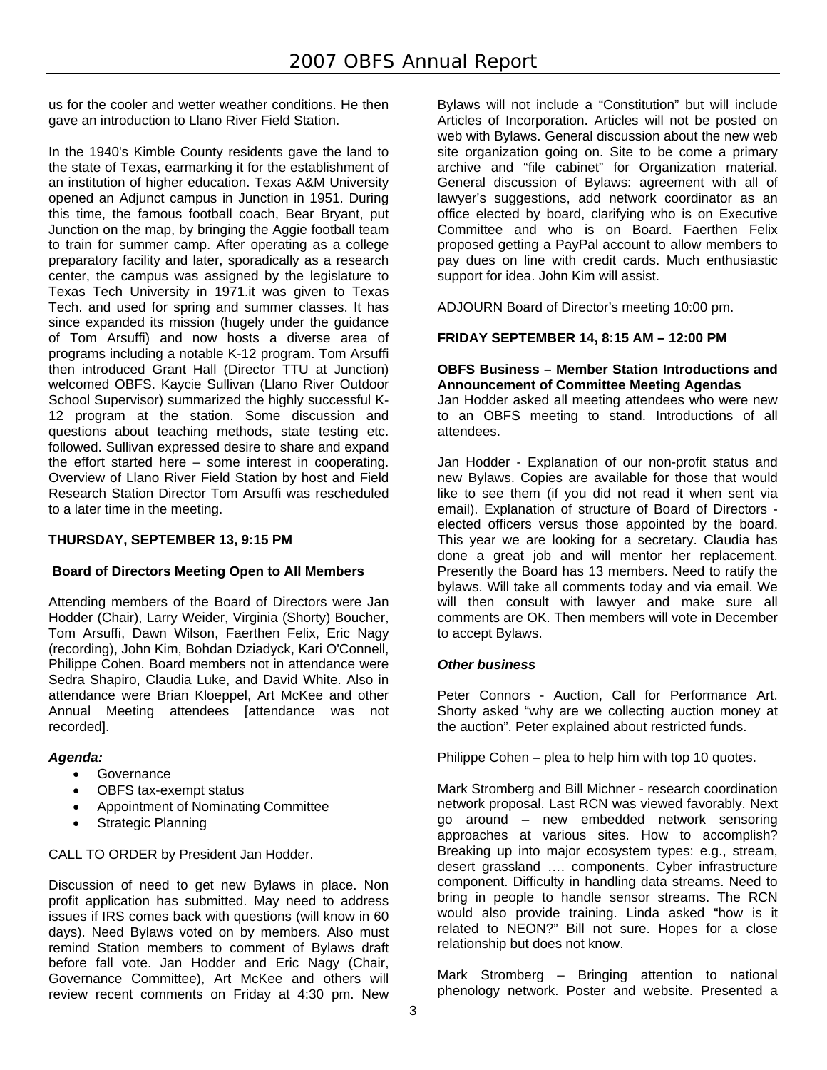us for the cooler and wetter weather conditions. He then gave an introduction to Llano River Field Station.

In the 1940's Kimble County residents gave the land to the state of Texas, earmarking it for the establishment of an institution of higher education. Texas A&M University opened an Adjunct campus in Junction in 1951. During this time, the famous football coach, Bear Bryant, put Junction on the map, by bringing the Aggie football team to train for summer camp. After operating as a college preparatory facility and later, sporadically as a research center, the campus was assigned by the legislature to Texas Tech University in 1971.it was given to Texas Tech. and used for spring and summer classes. It has since expanded its mission (hugely under the guidance of Tom Arsuffi) and now hosts a diverse area of programs including a notable K-12 program. Tom Arsuffi then introduced Grant Hall (Director TTU at Junction) welcomed OBFS. Kaycie Sullivan (Llano River Outdoor School Supervisor) summarized the highly successful K-12 program at the station. Some discussion and questions about teaching methods, state testing etc. followed. Sullivan expressed desire to share and expand the effort started here – some interest in cooperating. Overview of Llano River Field Station by host and Field Research Station Director Tom Arsuffi was rescheduled to a later time in the meeting.

**THURSDAY, SEPTEMBER 13, 9:15 PM**

**Board of Directors Meeting Open to All Members**

Attending members of the Board of Directors were Jan Hodder (Chair), Larry Weider, Virginia (Shorty) Boucher, Tom Arsuffi, Dawn Wilson, Faerthen Felix, Eric Nagy (recording), John Kim, Bohdan Dziadyck, Kari O'Connell, Philippe Cohen. Board members not in attendance were Sedra Shapiro, Claudia Luke, and David White. Also in attendance were Brian Kloeppel, Art McKee and other Annual Meeting attendees [attendance was not recorded].

***Agenda:***

- Governance
- OBFS tax-exempt status
- Appointment of Nominating Committee
- Strategic Planning

CALL TO ORDER by President Jan Hodder.

Discussion of need to get new Bylaws in place. Non profit application has submitted. May need to address issues if IRS comes back with questions (will know in 60 days). Need Bylaws voted on by members. Also must remind Station members to comment of Bylaws draft before fall vote. Jan Hodder and Eric Nagy (Chair, Governance Committee), Art McKee and others will review recent comments on Friday at 4:30 pm. New Bylaws will not include a "Constitution" but will include Articles of Incorporation. Articles will not be posted on web with Bylaws. General discussion about the new web site organization going on. Site to be come a primary archive and "file cabinet" for Organization material. General discussion of Bylaws: agreement with all of lawyer's suggestions, add network coordinator as an office elected by board, clarifying who is on Executive Committee and who is on Board. Faerthen Felix proposed getting a PayPal account to allow members to pay dues on line with credit cards. Much enthusiastic support for idea. John Kim will assist.

ADJOURN Board of Director's meeting 10:00 pm.

**FRIDAY SEPTEMBER 14, 8:15 AM – 12:00 PM**

**OBFS Business – Member Station Introductions and Announcement of Committee Meeting Agendas**

Jan Hodder asked all meeting attendees who were new to an OBFS meeting to stand. Introductions of all attendees.

Jan Hodder - Explanation of our non-profit status and new Bylaws. Copies are available for those that would like to see them (if you did not read it when sent via email). Explanation of structure of Board of Directors - elected officers versus those appointed by the board. This year we are looking for a secretary. Claudia has done a great job and will mentor her replacement. Presently the Board has 13 members. Need to ratify the bylaws. Will take all comments today and via email. We will then consult with lawyer and make sure all comments are OK. Then members will vote in December to accept Bylaws.

***Other business***

Peter Connors - Auction, Call for Performance Art. Shorty asked "why are we collecting auction money at the auction". Peter explained about restricted funds.

Philippe Cohen – plea to help him with top 10 quotes.

Mark Stromberg and Bill Michner - research coordination network proposal. Last RCN was viewed favorably. Next go around – new embedded network sensoring approaches at various sites. How to accomplish? Breaking up into major ecosystem types: e.g., stream, desert grassland …. components. Cyber infrastructure component. Difficulty in handling data streams. Need to bring in people to handle sensor streams. The RCN would also provide training. Linda asked "how is it related to NEON?" Bill not sure. Hopes for a close relationship but does not know.

Mark Stromberg – Bringing attention to national phenology network. Poster and website. Presented a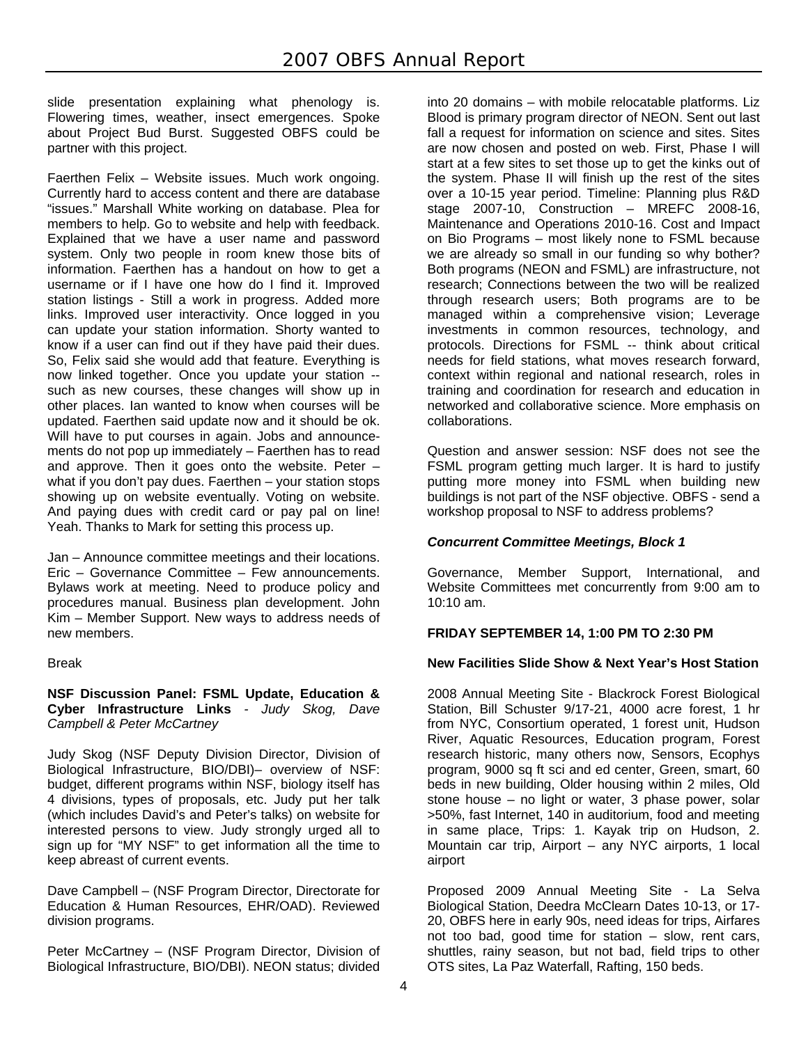slide presentation explaining what phenology is. Flowering times, weather, insect emergences. Spoke about Project Bud Burst. Suggested OBFS could be partner with this project.

Faerthen Felix – Website issues. Much work ongoing. Currently hard to access content and there are database "issues." Marshall White working on database. Plea for members to help. Go to website and help with feedback. Explained that we have a user name and password system. Only two people in room knew those bits of information. Faerthen has a handout on how to get a username or if I have one how do I find it. Improved station listings - Still a work in progress. Added more links. Improved user interactivity. Once logged in you can update your station information. Shorty wanted to know if a user can find out if they have paid their dues. So, Felix said she would add that feature. Everything is now linked together. Once you update your station -- such as new courses, these changes will show up in other places. Ian wanted to know when courses will be updated. Faerthen said update now and it should be ok. Will have to put courses in again. Jobs and announcements do not pop up immediately – Faerthen has to read and approve. Then it goes onto the website. Peter – what if you don't pay dues. Faerthen – your station stops showing up on website eventually. Voting on website. And paying dues with credit card or pay pal on line! Yeah. Thanks to Mark for setting this process up.

Jan – Announce committee meetings and their locations. Eric – Governance Committee – Few announcements. Bylaws work at meeting. Need to produce policy and procedures manual. Business plan development. John Kim – Member Support. New ways to address needs of new members.

Break

**NSF Discussion Panel: FSML Update, Education & Cyber Infrastructure Links** - *Judy Skog, Dave Campbell & Peter McCartney*

Judy Skog (NSF Deputy Division Director, Division of Biological Infrastructure, BIO/DBI)– overview of NSF: budget, different programs within NSF, biology itself has 4 divisions, types of proposals, etc. Judy put her talk (which includes David's and Peter's talks) on website for interested persons to view. Judy strongly urged all to sign up for "MY NSF" to get information all the time to keep abreast of current events.

Dave Campbell – (NSF Program Director, Directorate for Education & Human Resources, EHR/OAD). Reviewed division programs.

Peter McCartney – (NSF Program Director, Division of Biological Infrastructure, BIO/DBI). NEON status; divided into 20 domains – with mobile relocatable platforms. Liz Blood is primary program director of NEON. Sent out last fall a request for information on science and sites. Sites are now chosen and posted on web. First, Phase I will start at a few sites to set those up to get the kinks out of the system. Phase II will finish up the rest of the sites over a 10-15 year period. Timeline: Planning plus R&D stage 2007-10, Construction – MREFC 2008-16, Maintenance and Operations 2010-16. Cost and Impact on Bio Programs – most likely none to FSML because we are already so small in our funding so why bother? Both programs (NEON and FSML) are infrastructure, not research; Connections between the two will be realized through research users; Both programs are to be managed within a comprehensive vision; Leverage investments in common resources, technology, and protocols. Directions for FSML -- think about critical needs for field stations, what moves research forward, context within regional and national research, roles in training and coordination for research and education in networked and collaborative science. More emphasis on collaborations.

Question and answer session: NSF does not see the FSML program getting much larger. It is hard to justify putting more money into FSML when building new buildings is not part of the NSF objective. OBFS - send a workshop proposal to NSF to address problems?

***Concurrent Committee Meetings, Block 1***

Governance, Member Support, International, and Website Committees met concurrently from 9:00 am to 10:10 am.

**FRIDAY SEPTEMBER 14, 1:00 PM TO 2:30 PM**

**New Facilities Slide Show & Next Year's Host Station**

2008 Annual Meeting Site - Blackrock Forest Biological Station, Bill Schuster 9/17-21, 4000 acre forest, 1 hr from NYC, Consortium operated, 1 forest unit, Hudson River, Aquatic Resources, Education program, Forest research historic, many others now, Sensors, Ecophys program, 9000 sq ft sci and ed center, Green, smart, 60 beds in new building, Older housing within 2 miles, Old stone house – no light or water, 3 phase power, solar >50%, fast Internet, 140 in auditorium, food and meeting in same place, Trips: 1. Kayak trip on Hudson, 2. Mountain car trip, Airport – any NYC airports, 1 local airport

Proposed 2009 Annual Meeting Site - La Selva Biological Station, Deedra McClearn Dates 10-13, or 17-20, OBFS here in early 90s, need ideas for trips, Airfares not too bad, good time for station – slow, rent cars, shuttles, rainy season, but not bad, field trips to other OTS sites, La Paz Waterfall, Rafting, 150 beds.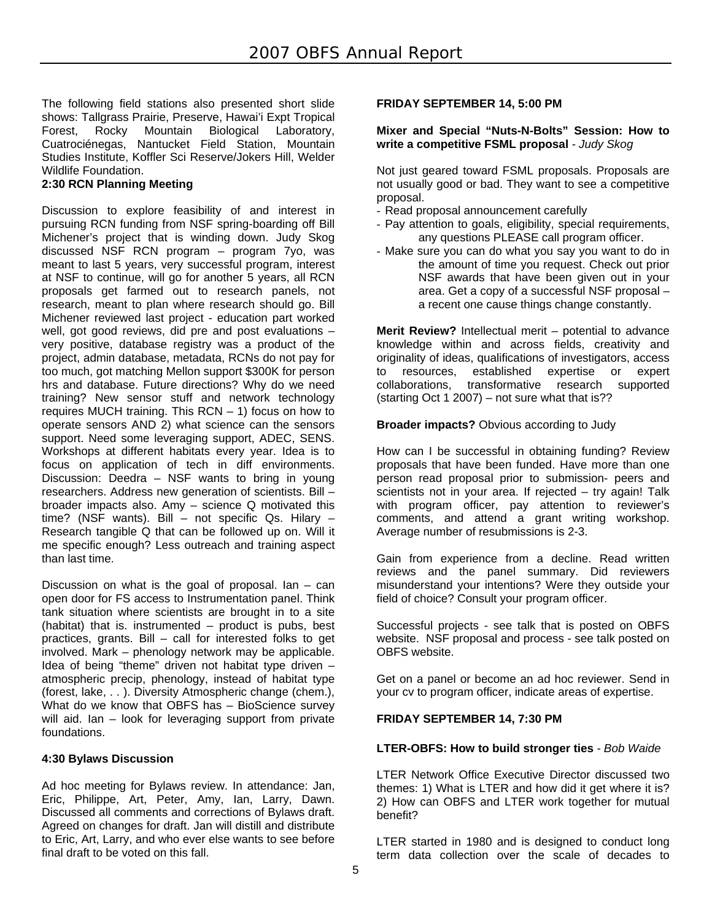The following field stations also presented short slide shows: Tallgrass Prairie, Preserve, Hawai'i Expt Tropical Forest, Rocky Mountain Biological Laboratory, Cuatrociénegas, Nantucket Field Station, Mountain Studies Institute, Koffler Sci Reserve/Jokers Hill, Welder Wildlife Foundation.

**2:30 RCN Planning Meeting**

Discussion to explore feasibility of and interest in pursuing RCN funding from NSF spring-boarding off Bill Michener's project that is winding down. Judy Skog discussed NSF RCN program – program 7yo, was meant to last 5 years, very successful program, interest at NSF to continue, will go for another 5 years, all RCN proposals get farmed out to research panels, not research, meant to plan where research should go. Bill Michener reviewed last project - education part worked well, got good reviews, did pre and post evaluations – very positive, database registry was a product of the project, admin database, metadata, RCNs do not pay for too much, got matching Mellon support $300K for person hrs and database. Future directions? Why do we need training? New sensor stuff and network technology requires MUCH training. This RCN – 1) focus on how to operate sensors AND 2) what science can the sensors support. Need some leveraging support, ADEC, SENS. Workshops at different habitats every year. Idea is to focus on application of tech in diff environments. Discussion: Deedra – NSF wants to bring in young researchers. Address new generation of scientists. Bill – broader impacts also. Amy – science Q motivated this time? (NSF wants). Bill – not specific Qs. Hilary – Research tangible Q that can be followed up on. Will it me specific enough? Less outreach and training aspect than last time.

Discussion on what is the goal of proposal. Ian – can open door for FS access to Instrumentation panel. Think tank situation where scientists are brought in to a site (habitat) that is. instrumented – product is pubs, best practices, grants. Bill – call for interested folks to get involved. Mark – phenology network may be applicable. Idea of being "theme" driven not habitat type driven – atmospheric precip, phenology, instead of habitat type (forest, lake, . . ). Diversity Atmospheric change (chem.), What do we know that OBFS has – BioScience survey will aid. Ian – look for leveraging support from private foundations.

**4:30 Bylaws Discussion**

Ad hoc meeting for Bylaws review. In attendance: Jan, Eric, Philippe, Art, Peter, Amy, Ian, Larry, Dawn. Discussed all comments and corrections of Bylaws draft. Agreed on changes for draft. Jan will distill and distribute to Eric, Art, Larry, and who ever else wants to see before final draft to be voted on this fall.

**FRIDAY SEPTEMBER 14, 5:00 PM**

**Mixer and Special "Nuts-N-Bolts" Session: How to write a competitive FSML proposal** - *Judy Skog*

Not just geared toward FSML proposals. Proposals are not usually good or bad. They want to see a competitive proposal.

- Read proposal announcement carefully
- Pay attention to goals, eligibility, special requirements, any questions PLEASE call program officer.
- Make sure you can do what you say you want to do in the amount of time you request. Check out prior NSF awards that have been given out in your area. Get a copy of a successful NSF proposal – a recent one cause things change constantly.

**Merit Review?** Intellectual merit – potential to advance knowledge within and across fields, creativity and originality of ideas, qualifications of investigators, access to resources, established expertise or expert collaborations, transformative research supported (starting Oct 1 2007) – not sure what that is??

**Broader impacts?** Obvious according to Judy

How can I be successful in obtaining funding? Review proposals that have been funded. Have more than one person read proposal prior to submission- peers and scientists not in your area. If rejected – try again! Talk with program officer, pay attention to reviewer's comments, and attend a grant writing workshop. Average number of resubmissions is 2-3.

Gain from experience from a decline. Read written reviews and the panel summary. Did reviewers misunderstand your intentions? Were they outside your field of choice? Consult your program officer.

Successful projects - see talk that is posted on OBFS website. NSF proposal and process - see talk posted on OBFS website.

Get on a panel or become an ad hoc reviewer. Send in your cv to program officer, indicate areas of expertise.

**FRIDAY SEPTEMBER 14, 7:30 PM**

**LTER-OBFS: How to build stronger ties** - *Bob Waide*

LTER Network Office Executive Director discussed two themes: 1) What is LTER and how did it get where it is? 2) How can OBFS and LTER work together for mutual benefit?

LTER started in 1980 and is designed to conduct long term data collection over the scale of decades to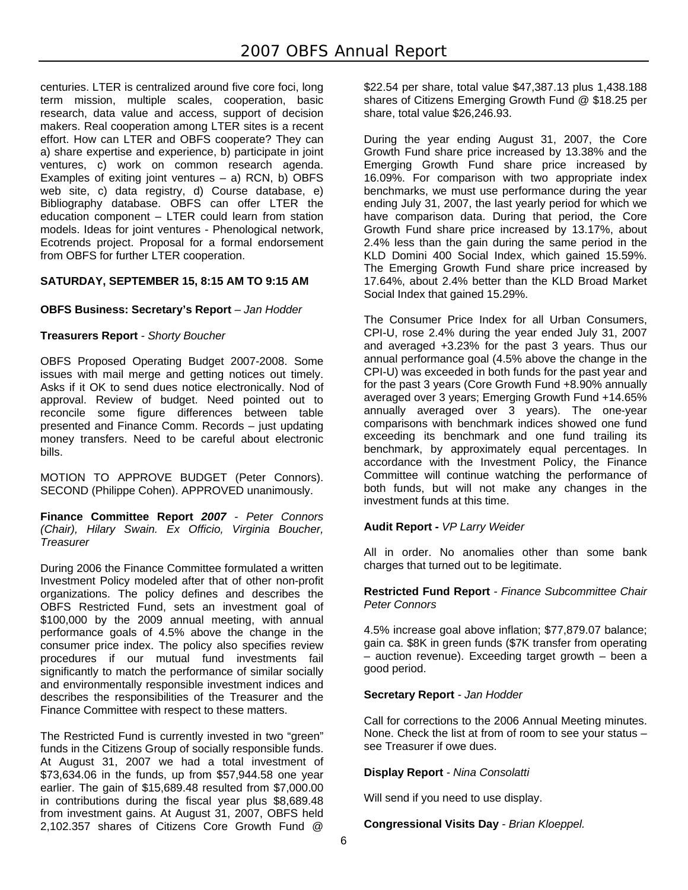centuries. LTER is centralized around five core foci, long term mission, multiple scales, cooperation, basic research, data value and access, support of decision makers. Real cooperation among LTER sites is a recent effort. How can LTER and OBFS cooperate? They can a) share expertise and experience, b) participate in joint ventures, c) work on common research agenda. Examples of exiting joint ventures – a) RCN, b) OBFS web site, c) data registry, d) Course database, e) Bibliography database. OBFS can offer LTER the education component – LTER could learn from station models. Ideas for joint ventures - Phenological network, Ecotrends project. Proposal for a formal endorsement from OBFS for further LTER cooperation.

**SATURDAY, SEPTEMBER 15, 8:15 AM TO 9:15 AM**

**OBFS Business: Secretary's Report** – *Jan Hodder*

**Treasurers Report** - *Shorty Boucher*

OBFS Proposed Operating Budget 2007-2008. Some issues with mail merge and getting notices out timely. Asks if it OK to send dues notice electronically. Nod of approval. Review of budget. Need pointed out to reconcile some figure differences between table presented and Finance Comm. Records – just updating money transfers. Need to be careful about electronic bills.

MOTION TO APPROVE BUDGET (Peter Connors). SECOND (Philippe Cohen). APPROVED unanimously.

**Finance Committee Report *2007*** - *Peter Connors (Chair), Hilary Swain. Ex Officio, Virginia Boucher, Treasurer*

During 2006 the Finance Committee formulated a written Investment Policy modeled after that of other non-profit organizations. The policy defines and describes the OBFS Restricted Fund, sets an investment goal of $100,000 by the 2009 annual meeting, with annual performance goals of 4.5% above the change in the consumer price index. The policy also specifies review procedures if our mutual fund investments fail significantly to match the performance of similar socially and environmentally responsible investment indices and describes the responsibilities of the Treasurer and the Finance Committee with respect to these matters.

The Restricted Fund is currently invested in two "green" funds in the Citizens Group of socially responsible funds. At August 31, 2007 we had a total investment of $73,634.06 in the funds, up from $57,944.58 one year earlier. The gain of $15,689.48 resulted from $7,000.00 in contributions during the fiscal year plus $8,689.48 from investment gains. At August 31, 2007, OBFS held 2,102.357 shares of Citizens Core Growth Fund @ $22.54 per share, total value $47,387.13 plus 1,438.188 shares of Citizens Emerging Growth Fund @ $18.25 per share, total value $26,246.93.

During the year ending August 31, 2007, the Core Growth Fund share price increased by 13.38% and the Emerging Growth Fund share price increased by 16.09%. For comparison with two appropriate index benchmarks, we must use performance during the year ending July 31, 2007, the last yearly period for which we have comparison data. During that period, the Core Growth Fund share price increased by 13.17%, about 2.4% less than the gain during the same period in the KLD Domini 400 Social Index, which gained 15.59%. The Emerging Growth Fund share price increased by 17.64%, about 2.4% better than the KLD Broad Market Social Index that gained 15.29%.

The Consumer Price Index for all Urban Consumers, CPI-U, rose 2.4% during the year ended July 31, 2007 and averaged +3.23% for the past 3 years. Thus our annual performance goal (4.5% above the change in the CPI-U) was exceeded in both funds for the past year and for the past 3 years (Core Growth Fund +8.90% annually averaged over 3 years; Emerging Growth Fund +14.65% annually averaged over 3 years). The one-year comparisons with benchmark indices showed one fund exceeding its benchmark and one fund trailing its benchmark, by approximately equal percentages. In accordance with the Investment Policy, the Finance Committee will continue watching the performance of both funds, but will not make any changes in the investment funds at this time.

**Audit Report -** *VP Larry Weider*

All in order. No anomalies other than some bank charges that turned out to be legitimate.

**Restricted Fund Report** - *Finance Subcommittee Chair Peter Connors*

4.5% increase goal above inflation; $77,879.07 balance; gain ca. $8K in green funds ($7K transfer from operating – auction revenue). Exceeding target growth – been a good period.

**Secretary Report** - *Jan Hodder*

Call for corrections to the 2006 Annual Meeting minutes. None. Check the list at from of room to see your status – see Treasurer if owe dues.

**Display Report** - *Nina Consolatti*

Will send if you need to use display.

**Congressional Visits Day** - *Brian Kloeppel.*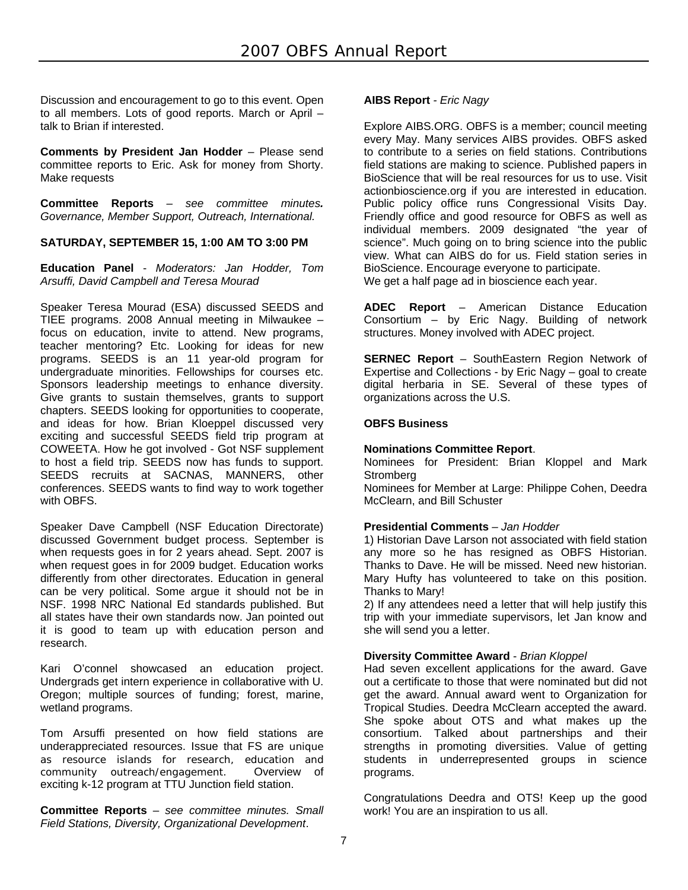Discussion and encouragement to go to this event. Open to all members. Lots of good reports. March or April – talk to Brian if interested.

**Comments by President Jan Hodder** – Please send committee reports to Eric. Ask for money from Shorty. Make requests

**Committee Reports** – *see committee minutes. Governance, Member Support, Outreach, International.*

**SATURDAY, SEPTEMBER 15, 1:00 AM TO 3:00 PM**

**Education Panel** - *Moderators: Jan Hodder, Tom Arsuffi, David Campbell and Teresa Mourad*

Speaker Teresa Mourad (ESA) discussed SEEDS and TIEE programs. 2008 Annual meeting in Milwaukee – focus on education, invite to attend. New programs, teacher mentoring? Etc. Looking for ideas for new programs. SEEDS is an 11 year-old program for undergraduate minorities. Fellowships for courses etc. Sponsors leadership meetings to enhance diversity. Give grants to sustain themselves, grants to support chapters. SEEDS looking for opportunities to cooperate, and ideas for how. Brian Kloeppel discussed very exciting and successful SEEDS field trip program at COWEETA. How he got involved - Got NSF supplement to host a field trip. SEEDS now has funds to support. SEEDS recruits at SACNAS, MANNERS, other conferences. SEEDS wants to find way to work together with OBFS.

Speaker Dave Campbell (NSF Education Directorate) discussed Government budget process. September is when requests goes in for 2 years ahead. Sept. 2007 is when request goes in for 2009 budget. Education works differently from other directorates. Education in general can be very political. Some argue it should not be in NSF. 1998 NRC National Ed standards published. But all states have their own standards now. Jan pointed out it is good to team up with education person and research.

Kari O'connel showcased an education project. Undergrads get intern experience in collaborative with U. Oregon; multiple sources of funding; forest, marine, wetland programs.

Tom Arsuffi presented on how field stations are underappreciated resources. Issue that FS are unique as resource islands for research, education and community outreach/engagement. Overview of exciting k-12 program at TTU Junction field station.

**Committee Reports** – *see committee minutes. Small Field Stations, Diversity, Organizational Development*.

**AIBS Report** - *Eric Nagy*

Explore AIBS.ORG. OBFS is a member; council meeting every May. Many services AIBS provides. OBFS asked to contribute to a series on field stations. Contributions field stations are making to science. Published papers in BioScience that will be real resources for us to use. Visit actionbioscience.org if you are interested in education. Public policy office runs Congressional Visits Day. Friendly office and good resource for OBFS as well as individual members. 2009 designated "the year of science". Much going on to bring science into the public view. What can AIBS do for us. Field station series in BioScience. Encourage everyone to participate.
We get a half page ad in bioscience each year.

**ADEC Report** – American Distance Education Consortium – by Eric Nagy. Building of network structures. Money involved with ADEC project.

**SERNEC Report** – SouthEastern Region Network of Expertise and Collections - by Eric Nagy – goal to create digital herbaria in SE. Several of these types of organizations across the U.S.

**OBFS Business**

**Nominations Committee Report**.
Nominees for President: Brian Kloppel and Mark Stromberg
Nominees for Member at Large: Philippe Cohen, Deedra McClearn, and Bill Schuster

**Presidential Comments** – *Jan Hodder*
1) Historian Dave Larson not associated with field station any more so he has resigned as OBFS Historian. Thanks to Dave. He will be missed. Need new historian. Mary Hufty has volunteered to take on this position. Thanks to Mary!
2) If any attendees need a letter that will help justify this trip with your immediate supervisors, let Jan know and she will send you a letter.

**Diversity Committee Award** - *Brian Kloppel*
Had seven excellent applications for the award. Gave out a certificate to those that were nominated but did not get the award. Annual award went to Organization for Tropical Studies. Deedra McClearn accepted the award. She spoke about OTS and what makes up the consortium. Talked about partnerships and their strengths in promoting diversities. Value of getting students in underrepresented groups in science programs.

Congratulations Deedra and OTS! Keep up the good work! You are an inspiration to us all.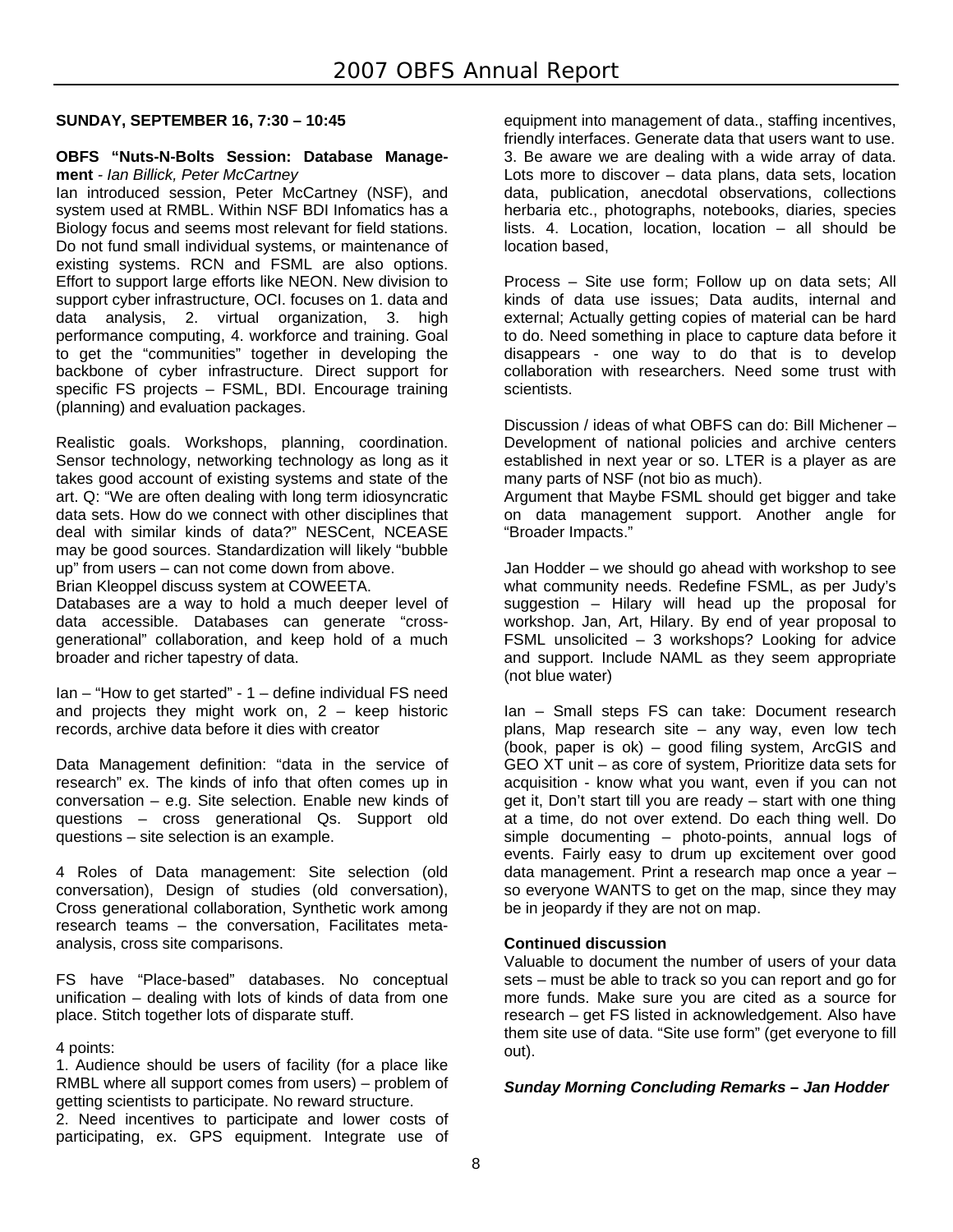**SUNDAY, SEPTEMBER 16, 7:30 – 10:45**

**OBFS "Nuts-N-Bolts Session: Database Management** - *Ian Billick, Peter McCartney*

Ian introduced session, Peter McCartney (NSF), and system used at RMBL. Within NSF BDI Infomatics has a Biology focus and seems most relevant for field stations. Do not fund small individual systems, or maintenance of existing systems. RCN and FSML are also options. Effort to support large efforts like NEON. New division to support cyber infrastructure, OCI. focuses on 1. data and data analysis, 2. virtual organization, 3. high performance computing, 4. workforce and training. Goal to get the "communities" together in developing the backbone of cyber infrastructure. Direct support for specific FS projects – FSML, BDI. Encourage training (planning) and evaluation packages.

Realistic goals. Workshops, planning, coordination. Sensor technology, networking technology as long as it takes good account of existing systems and state of the art. Q: "We are often dealing with long term idiosyncratic data sets. How do we connect with other disciplines that deal with similar kinds of data?" NESCent, NCEASE may be good sources. Standardization will likely "bubble up" from users – can not come down from above.
Brian Kleoppel discuss system at COWEETA.
Databases are a way to hold a much deeper level of data accessible. Databases can generate "cross-generational" collaboration, and keep hold of a much broader and richer tapestry of data.

Ian – "How to get started" - 1 – define individual FS need and projects they might work on, 2 – keep historic records, archive data before it dies with creator

Data Management definition: "data in the service of research" ex. The kinds of info that often comes up in conversation – e.g. Site selection. Enable new kinds of questions – cross generational Qs. Support old questions – site selection is an example.

4 Roles of Data management: Site selection (old conversation), Design of studies (old conversation), Cross generational collaboration, Synthetic work among research teams – the conversation, Facilitates meta-analysis, cross site comparisons.

FS have "Place-based" databases. No conceptual unification – dealing with lots of kinds of data from one place. Stitch together lots of disparate stuff.

4 points:
1. Audience should be users of facility (for a place like RMBL where all support comes from users) – problem of getting scientists to participate. No reward structure.
2. Need incentives to participate and lower costs of participating, ex. GPS equipment. Integrate use of equipment into management of data., staffing incentives, friendly interfaces. Generate data that users want to use. 3. Be aware we are dealing with a wide array of data. Lots more to discover – data plans, data sets, location data, publication, anecdotal observations, collections herbaria etc., photographs, notebooks, diaries, species lists. 4. Location, location, location – all should be location based,

Process – Site use form; Follow up on data sets; All kinds of data use issues; Data audits, internal and external; Actually getting copies of material can be hard to do. Need something in place to capture data before it disappears - one way to do that is to develop collaboration with researchers. Need some trust with scientists.

Discussion / ideas of what OBFS can do: Bill Michener – Development of national policies and archive centers established in next year or so. LTER is a player as are many parts of NSF (not bio as much).
Argument that Maybe FSML should get bigger and take on data management support. Another angle for "Broader Impacts."

Jan Hodder – we should go ahead with workshop to see what community needs. Redefine FSML, as per Judy's suggestion – Hilary will head up the proposal for workshop. Jan, Art, Hilary. By end of year proposal to FSML unsolicited – 3 workshops? Looking for advice and support. Include NAML as they seem appropriate (not blue water)

Ian – Small steps FS can take: Document research plans, Map research site – any way, even low tech (book, paper is ok) – good filing system, ArcGIS and GEO XT unit – as core of system, Prioritize data sets for acquisition - know what you want, even if you can not get it, Don't start till you are ready – start with one thing at a time, do not over extend. Do each thing well. Do simple documenting – photo-points, annual logs of events. Fairly easy to drum up excitement over good data management. Print a research map once a year – so everyone WANTS to get on the map, since they may be in jeopardy if they are not on map.

**Continued discussion**

Valuable to document the number of users of your data sets – must be able to track so you can report and go for more funds. Make sure you are cited as a source for research – get FS listed in acknowledgement. Also have them site use of data. "Site use form" (get everyone to fill out).

***Sunday Morning Concluding Remarks – Jan Hodder***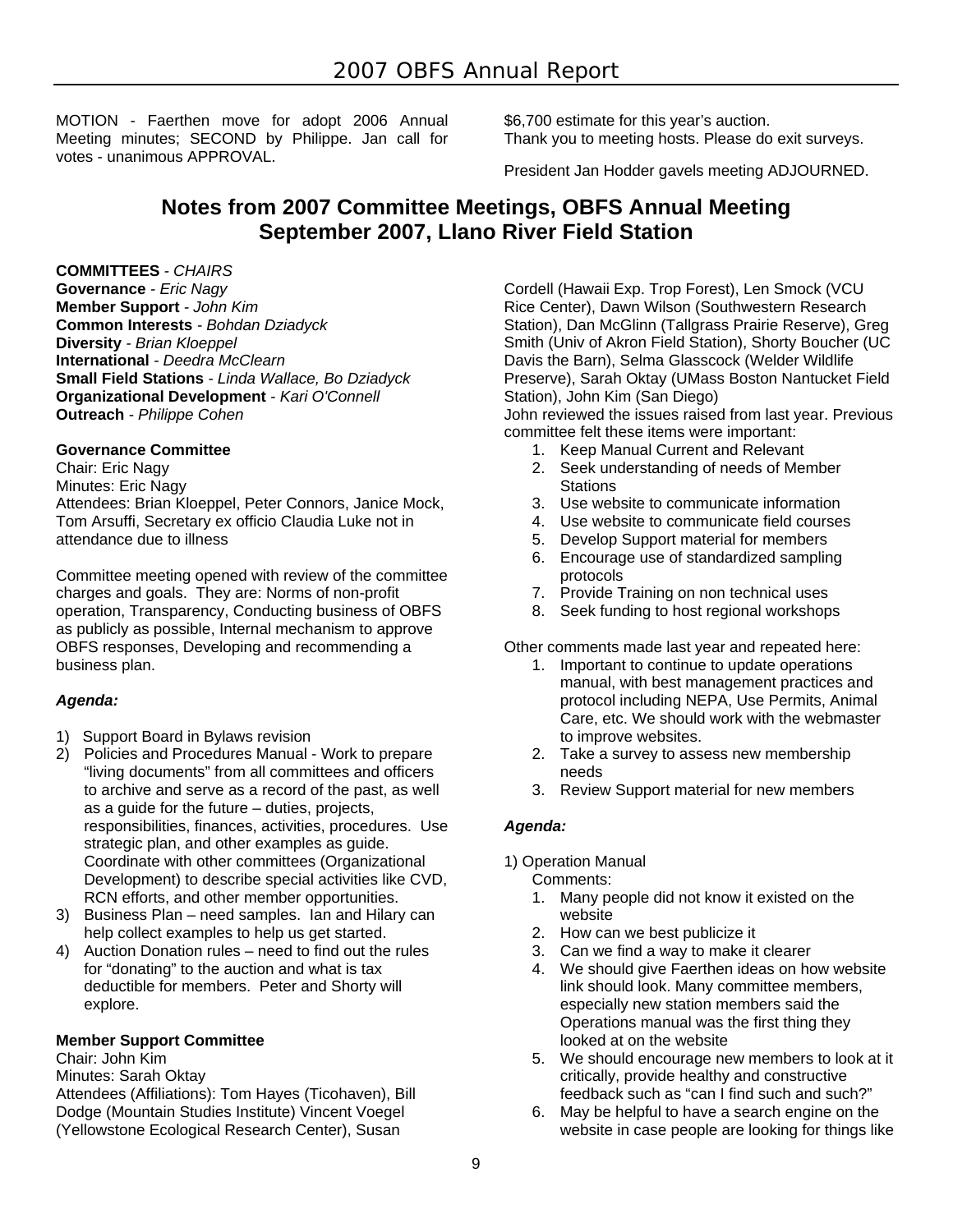MOTION - Faerthen move for adopt 2006 Annual Meeting minutes; SECOND by Philippe. Jan call for votes - unanimous APPROVAL.

$6,700 estimate for this year's auction.
Thank you to meeting hosts. Please do exit surveys.

President Jan Hodder gavels meeting ADJOURNED.

## Notes from 2007 Committee Meetings, OBFS Annual Meeting September 2007, Llano River Field Station

**COMMITTEES** - *CHAIRS*
**Governance** - *Eric Nagy*
**Member Support** - *John Kim*
**Common Interests** - *Bohdan Dziadyck*
**Diversity** - *Brian Kloeppel*
**International** - *Deedra McClearn*
**Small Field Stations** - *Linda Wallace, Bo Dziadyck*
**Organizational Development** - *Kari O'Connell*
**Outreach** - *Philippe Cohen*

### Governance Committee

Chair: Eric Nagy
Minutes: Eric Nagy
Attendees: Brian Kloeppel, Peter Connors, Janice Mock, Tom Arsuffi, Secretary ex officio Claudia Luke not in attendance due to illness

Committee meeting opened with review of the committee charges and goals. They are: Norms of non-profit operation, Transparency, Conducting business of OBFS as publicly as possible, Internal mechanism to approve OBFS responses, Developing and recommending a business plan.

#### *Agenda:*

1) Support Board in Bylaws revision
2) Policies and Procedures Manual - Work to prepare "living documents" from all committees and officers to archive and serve as a record of the past, as well as a guide for the future – duties, projects, responsibilities, finances, activities, procedures. Use strategic plan, and other examples as guide. Coordinate with other committees (Organizational Development) to describe special activities like CVD, RCN efforts, and other member opportunities.
3) Business Plan – need samples. Ian and Hilary can help collect examples to help us get started.
4) Auction Donation rules – need to find out the rules for "donating" to the auction and what is tax deductible for members. Peter and Shorty will explore.

### Member Support Committee

Chair: John Kim
Minutes: Sarah Oktay
Attendees (Affiliations): Tom Hayes (Ticohaven), Bill Dodge (Mountain Studies Institute) Vincent Voegel (Yellowstone Ecological Research Center), Susan Cordell (Hawaii Exp. Trop Forest), Len Smock (VCU Rice Center), Dawn Wilson (Southwestern Research Station), Dan McGlinn (Tallgrass Prairie Reserve), Greg Smith (Univ of Akron Field Station), Shorty Boucher (UC Davis the Barn), Selma Glasscock (Welder Wildlife Preserve), Sarah Oktay (UMass Boston Nantucket Field Station), John Kim (San Diego)
John reviewed the issues raised from last year. Previous committee felt these items were important:

1. Keep Manual Current and Relevant
2. Seek understanding of needs of Member Stations
3. Use website to communicate information
4. Use website to communicate field courses
5. Develop Support material for members
6. Encourage use of standardized sampling protocols
7. Provide Training on non technical uses
8. Seek funding to host regional workshops

Other comments made last year and repeated here:

1. Important to continue to update operations manual, with best management practices and protocol including NEPA, Use Permits, Animal Care, etc. We should work with the webmaster to improve websites.
2. Take a survey to assess new membership needs
3. Review Support material for new members

#### *Agenda:*

1) Operation Manual
   Comments:
   1. Many people did not know it existed on the website
   2. How can we best publicize it
   3. Can we find a way to make it clearer
   4. We should give Faerthen ideas on how website link should look. Many committee members, especially new station members said the Operations manual was the first thing they looked at on the website
   5. We should encourage new members to look at it critically, provide healthy and constructive feedback such as "can I find such and such?"
   6. May be helpful to have a search engine on the website in case people are looking for things like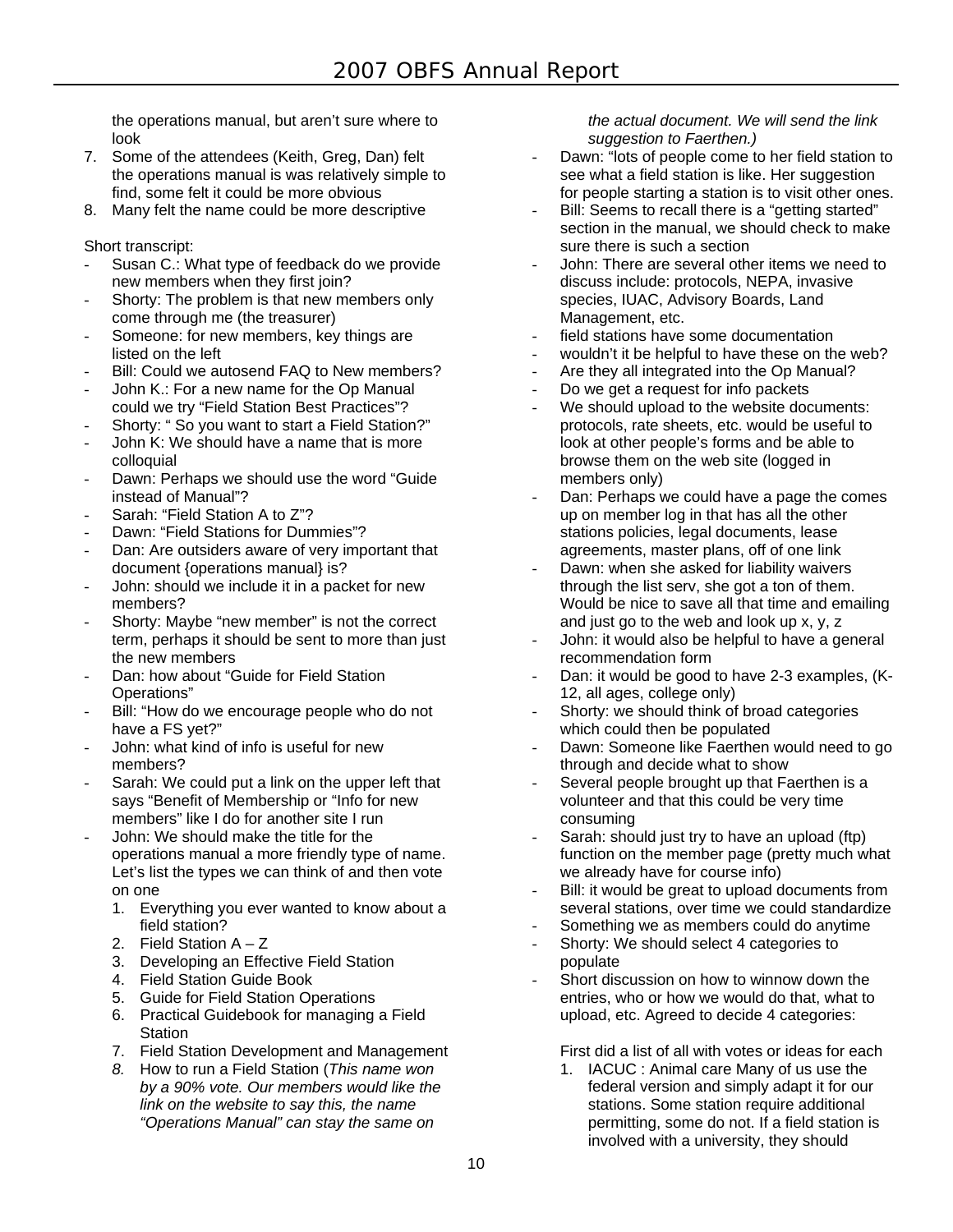the operations manual, but aren't sure where to look

7. Some of the attendees (Keith, Greg, Dan) felt the operations manual is was relatively simple to find, some felt it could be more obvious
8. Many felt the name could be more descriptive

Short transcript:

- Susan C.: What type of feedback do we provide new members when they first join?
- Shorty: The problem is that new members only come through me (the treasurer)
- Someone: for new members, key things are listed on the left
- Bill: Could we autosend FAQ to New members?
- John K.: For a new name for the Op Manual could we try "Field Station Best Practices"?
- Shorty: " So you want to start a Field Station?"
- John K: We should have a name that is more colloquial
- Dawn: Perhaps we should use the word "Guide instead of Manual"?
- Sarah: "Field Station A to Z"?
- Dawn: "Field Stations for Dummies"?
- Dan: Are outsiders aware of very important that document {operations manual} is?
- John: should we include it in a packet for new members?
- Shorty: Maybe "new member" is not the correct term, perhaps it should be sent to more than just the new members
- Dan: how about "Guide for Field Station Operations"
- Bill: "How do we encourage people who do not have a FS yet?"
- John: what kind of info is useful for new members?
- Sarah: We could put a link on the upper left that says "Benefit of Membership or "Info for new members" like I do for another site I run
- John: We should make the title for the operations manual a more friendly type of name. Let's list the types we can think of and then vote on one
  1. Everything you ever wanted to know about a field station?
  2. Field Station A – Z
  3. Developing an Effective Field Station
  4. Field Station Guide Book
  5. Guide for Field Station Operations
  6. Practical Guidebook for managing a Field Station
  7. Field Station Development and Management
  8. How to run a Field Station (*This name won by a 90% vote. Our members would like the link on the website to say this, the name "Operations Manual" can stay the same on the actual document. We will send the link suggestion to Faerthen.)*
- Dawn: "lots of people come to her field station to see what a field station is like. Her suggestion for people starting a station is to visit other ones.
- Bill: Seems to recall there is a "getting started" section in the manual, we should check to make sure there is such a section
- John: There are several other items we need to discuss include: protocols, NEPA, invasive species, IUAC, Advisory Boards, Land Management, etc.
- field stations have some documentation
- wouldn't it be helpful to have these on the web?
- Are they all integrated into the Op Manual?
- Do we get a request for info packets
- We should upload to the website documents: protocols, rate sheets, etc. would be useful to look at other people's forms and be able to browse them on the web site (logged in members only)
- Dan: Perhaps we could have a page the comes up on member log in that has all the other stations policies, legal documents, lease agreements, master plans, off of one link
- Dawn: when she asked for liability waivers through the list serv, she got a ton of them. Would be nice to save all that time and emailing and just go to the web and look up x, y, z
- John: it would also be helpful to have a general recommendation form
- Dan: it would be good to have 2-3 examples, (K-12, all ages, college only)
- Shorty: we should think of broad categories which could then be populated
- Dawn: Someone like Faerthen would need to go through and decide what to show
- Several people brought up that Faerthen is a volunteer and that this could be very time consuming
- Sarah: should just try to have an upload (ftp) function on the member page (pretty much what we already have for course info)
- Bill: it would be great to upload documents from several stations, over time we could standardize
- Something we as members could do anytime
- Shorty: We should select 4 categories to populate
- Short discussion on how to winnow down the entries, who or how we would do that, what to upload, etc. Agreed to decide 4 categories:

  First did a list of all with votes or ideas for each

  1. IACUC : Animal care Many of us use the federal version and simply adapt it for our stations. Some station require additional permitting, some do not. If a field station is involved with a university, they should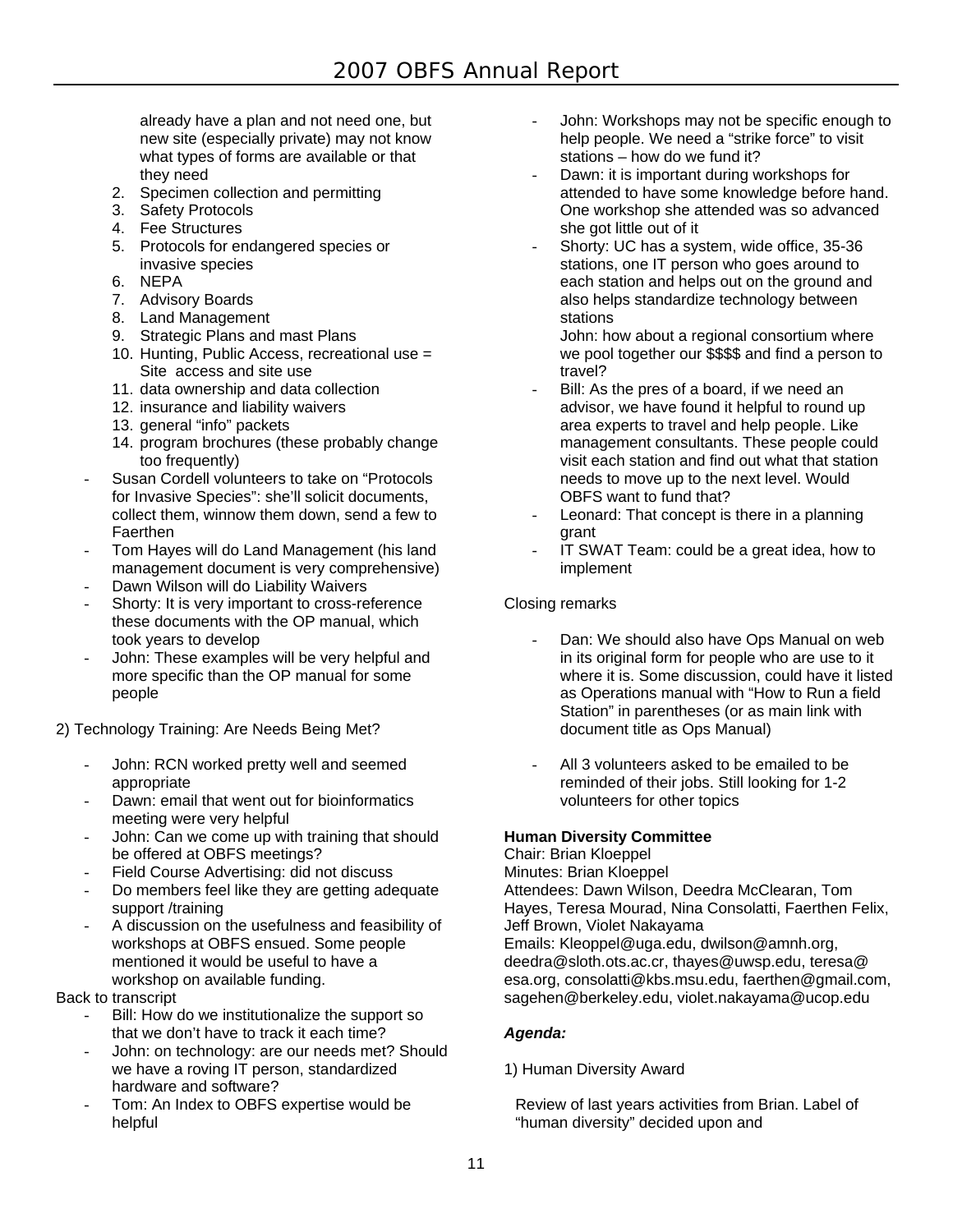already have a plan and not need one, but new site (especially private) may not know what types of forms are available or that they need

2. Specimen collection and permitting
3. Safety Protocols
4. Fee Structures
5. Protocols for endangered species or invasive species
6. NEPA
7. Advisory Boards
8. Land Management
9. Strategic Plans and mast Plans
10. Hunting, Public Access, recreational use = Site access and site use
11. data ownership and data collection
12. insurance and liability waivers
13. general “info” packets
14. program brochures (these probably change too frequently)

- Susan Cordell volunteers to take on “Protocols for Invasive Species”: she’ll solicit documents, collect them, winnow them down, send a few to Faerthen
- Tom Hayes will do Land Management (his land management document is very comprehensive)
- Dawn Wilson will do Liability Waivers
- Shorty: It is very important to cross-reference these documents with the OP manual, which took years to develop
- John: These examples will be very helpful and more specific than the OP manual for some people

2) Technology Training: Are Needs Being Met?

- John: RCN worked pretty well and seemed appropriate
- Dawn: email that went out for bioinformatics meeting were very helpful
- John: Can we come up with training that should be offered at OBFS meetings?
- Field Course Advertising: did not discuss
- Do members feel like they are getting adequate support /training
- A discussion on the usefulness and feasibility of workshops at OBFS ensued. Some people mentioned it would be useful to have a workshop on available funding.

Back to transcript

- Bill: How do we institutionalize the support so that we don’t have to track it each time?
- John: on technology: are our needs met? Should we have a roving IT person, standardized hardware and software?
- Tom: An Index to OBFS expertise would be helpful
- John: Workshops may not be specific enough to help people. We need a “strike force” to visit stations – how do we fund it?
- Dawn: it is important during workshops for attended to have some knowledge before hand. One workshop she attended was so advanced she got little out of it
- Shorty: UC has a system, wide office, 35-36 stations, one IT person who goes around to each station and helps out on the ground and also helps standardize technology between stations

  John: how about a regional consortium where we pool together our $$$$ and find a person to travel?
- Bill: As the pres of a board, if we need an advisor, we have found it helpful to round up area experts to travel and help people. Like management consultants. These people could visit each station and find out what that station needs to move up to the next level. Would OBFS want to fund that?
- Leonard: That concept is there in a planning grant
- IT SWAT Team: could be a great idea, how to implement

Closing remarks

- Dan: We should also have Ops Manual on web in its original form for people who are use to it where it is. Some discussion, could have it listed as Operations manual with “How to Run a field Station” in parentheses (or as main link with document title as Ops Manual)

- All 3 volunteers asked to be emailed to be reminded of their jobs. Still looking for 1-2 volunteers for other topics

**Human Diversity Committee**

Chair: Brian Kloeppel

Minutes: Brian Kloeppel

Attendees: Dawn Wilson, Deedra McClearan, Tom Hayes, Teresa Mourad, Nina Consolatti, Faerthen Felix, Jeff Brown, Violet Nakayama

Emails: Kleoppel@uga.edu, dwilson@amnh.org, deedra@sloth.ots.ac.cr, thayes@uwsp.edu, teresa@esa.org, consolatti@kbs.msu.edu, faerthen@gmail.com, sagehen@berkeley.edu, violet.nakayama@ucop.edu

***Agenda:***

1) Human Diversity Award

Review of last years activities from Brian. Label of “human diversity” decided upon and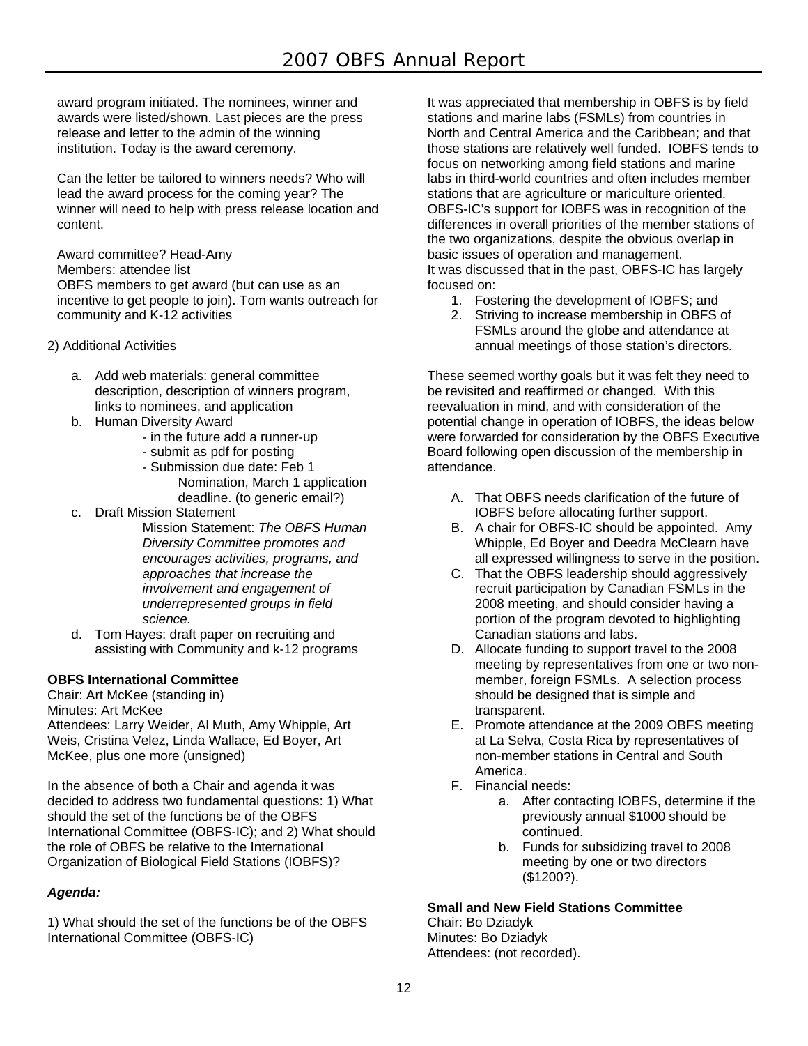award program initiated. The nominees, winner and awards were listed/shown. Last pieces are the press release and letter to the admin of the winning institution. Today is the award ceremony.

Can the letter be tailored to winners needs? Who will lead the award process for the coming year? The winner will need to help with press release location and content.

Award committee? Head-Amy
Members: attendee list
OBFS members to get award (but can use as an incentive to get people to join). Tom wants outreach for community and K-12 activities

2) Additional Activities

a. Add web materials: general committee description, description of winners program, links to nominees, and application
b. Human Diversity Award
   - in the future add a runner-up
   - submit as pdf for posting
   - Submission due date: Feb 1 Nomination, March 1 application deadline. (to generic email?)
c. Draft Mission Statement
   Mission Statement: *The OBFS Human Diversity Committee promotes and encourages activities, programs, and approaches that increase the involvement and engagement of underrepresented groups in field science.*
d. Tom Hayes: draft paper on recruiting and assisting with Community and k-12 programs

**OBFS International Committee**
Chair: Art McKee (standing in)
Minutes: Art McKee
Attendees: Larry Weider, Al Muth, Amy Whipple, Art Weis, Cristina Velez, Linda Wallace, Ed Boyer, Art McKee, plus one more (unsigned)

In the absence of both a Chair and agenda it was decided to address two fundamental questions: 1) What should the set of the functions be of the OBFS International Committee (OBFS-IC); and 2) What should the role of OBFS be relative to the International Organization of Biological Field Stations (IOBFS)?

***Agenda:***

1) What should the set of the functions be of the OBFS International Committee (OBFS-IC)

It was appreciated that membership in OBFS is by field stations and marine labs (FSMLs) from countries in North and Central America and the Caribbean; and that those stations are relatively well funded. IOBFS tends to focus on networking among field stations and marine labs in third-world countries and often includes member stations that are agriculture or mariculture oriented. OBFS-IC's support for IOBFS was in recognition of the differences in overall priorities of the member stations of the two organizations, despite the obvious overlap in basic issues of operation and management.
It was discussed that in the past, OBFS-IC has largely focused on:

1. Fostering the development of IOBFS; and
2. Striving to increase membership in OBFS of FSMLs around the globe and attendance at annual meetings of those station's directors.

These seemed worthy goals but it was felt they need to be revisited and reaffirmed or changed. With this reevaluation in mind, and with consideration of the potential change in operation of IOBFS, the ideas below were forwarded for consideration by the OBFS Executive Board following open discussion of the membership in attendance.

A. That OBFS needs clarification of the future of IOBFS before allocating further support.
B. A chair for OBFS-IC should be appointed. Amy Whipple, Ed Boyer and Deedra McClearn have all expressed willingness to serve in the position.
C. That the OBFS leadership should aggressively recruit participation by Canadian FSMLs in the 2008 meeting, and should consider having a portion of the program devoted to highlighting Canadian stations and labs.
D. Allocate funding to support travel to the 2008 meeting by representatives from one or two non-member, foreign FSMLs. A selection process should be designed that is simple and transparent.
E. Promote attendance at the 2009 OBFS meeting at La Selva, Costa Rica by representatives of non-member stations in Central and South America.
F. Financial needs:
   a. After contacting IOBFS, determine if the previously annual $1000 should be continued.
   b. Funds for subsidizing travel to 2008 meeting by one or two directors ($1200?).

**Small and New Field Stations Committee**
Chair: Bo Dziadyk
Minutes: Bo Dziadyk
Attendees: (not recorded).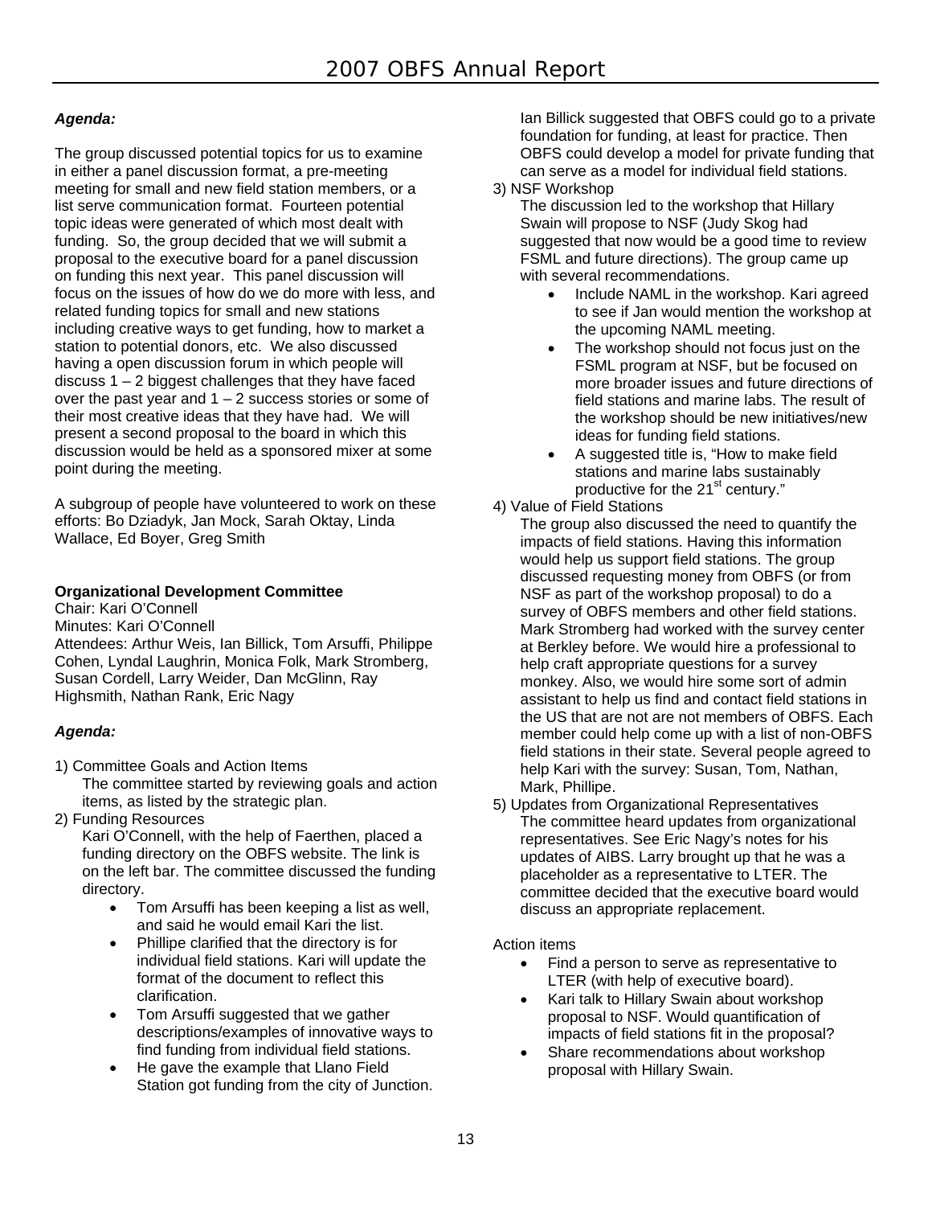***Agenda:***

The group discussed potential topics for us to examine in either a panel discussion format, a pre-meeting meeting for small and new field station members, or a list serve communication format. Fourteen potential topic ideas were generated of which most dealt with funding. So, the group decided that we will submit a proposal to the executive board for a panel discussion on funding this next year. This panel discussion will focus on the issues of how do we do more with less, and related funding topics for small and new stations including creative ways to get funding, how to market a station to potential donors, etc. We also discussed having a open discussion forum in which people will discuss 1 – 2 biggest challenges that they have faced over the past year and 1 – 2 success stories or some of their most creative ideas that they have had. We will present a second proposal to the board in which this discussion would be held as a sponsored mixer at some point during the meeting.

A subgroup of people have volunteered to work on these efforts: Bo Dziadyk, Jan Mock, Sarah Oktay, Linda Wallace, Ed Boyer, Greg Smith

**Organizational Development Committee**

Chair: Kari O'Connell
Minutes: Kari O'Connell
Attendees: Arthur Weis, Ian Billick, Tom Arsuffi, Philippe Cohen, Lyndal Laughrin, Monica Folk, Mark Stromberg, Susan Cordell, Larry Weider, Dan McGlinn, Ray Highsmith, Nathan Rank, Eric Nagy

***Agenda:***

1) Committee Goals and Action Items
   The committee started by reviewing goals and action items, as listed by the strategic plan.
2) Funding Resources
   Kari O'Connell, with the help of Faerthen, placed a funding directory on the OBFS website. The link is on the left bar. The committee discussed the funding directory.
   - Tom Arsuffi has been keeping a list as well, and said he would email Kari the list.
   - Phillipe clarified that the directory is for individual field stations. Kari will update the format of the document to reflect this clarification.
   - Tom Arsuffi suggested that we gather descriptions/examples of innovative ways to find funding from individual field stations.
   - He gave the example that Llano Field Station got funding from the city of Junction.

   Ian Billick suggested that OBFS could go to a private foundation for funding, at least for practice. Then OBFS could develop a model for private funding that can serve as a model for individual field stations.
3) NSF Workshop
   The discussion led to the workshop that Hillary Swain will propose to NSF (Judy Skog had suggested that now would be a good time to review FSML and future directions). The group came up with several recommendations.
   - Include NAML in the workshop. Kari agreed to see if Jan would mention the workshop at the upcoming NAML meeting.
   - The workshop should not focus just on the FSML program at NSF, but be focused on more broader issues and future directions of field stations and marine labs. The result of the workshop should be new initiatives/new ideas for funding field stations.
   - A suggested title is, "How to make field stations and marine labs sustainably productive for the 21st century."
4) Value of Field Stations
   The group also discussed the need to quantify the impacts of field stations. Having this information would help us support field stations. The group discussed requesting money from OBFS (or from NSF as part of the workshop proposal) to do a survey of OBFS members and other field stations. Mark Stromberg had worked with the survey center at Berkley before. We would hire a professional to help craft appropriate questions for a survey monkey. Also, we would hire some sort of admin assistant to help us find and contact field stations in the US that are not are not members of OBFS. Each member could help come up with a list of non-OBFS field stations in their state. Several people agreed to help Kari with the survey: Susan, Tom, Nathan, Mark, Phillipe.
5) Updates from Organizational Representatives
   The committee heard updates from organizational representatives. See Eric Nagy's notes for his updates of AIBS. Larry brought up that he was a placeholder as a representative to LTER. The committee decided that the executive board would discuss an appropriate replacement.

Action items

- Find a person to serve as representative to LTER (with help of executive board).
- Kari talk to Hillary Swain about workshop proposal to NSF. Would quantification of impacts of field stations fit in the proposal?
- Share recommendations about workshop proposal with Hillary Swain.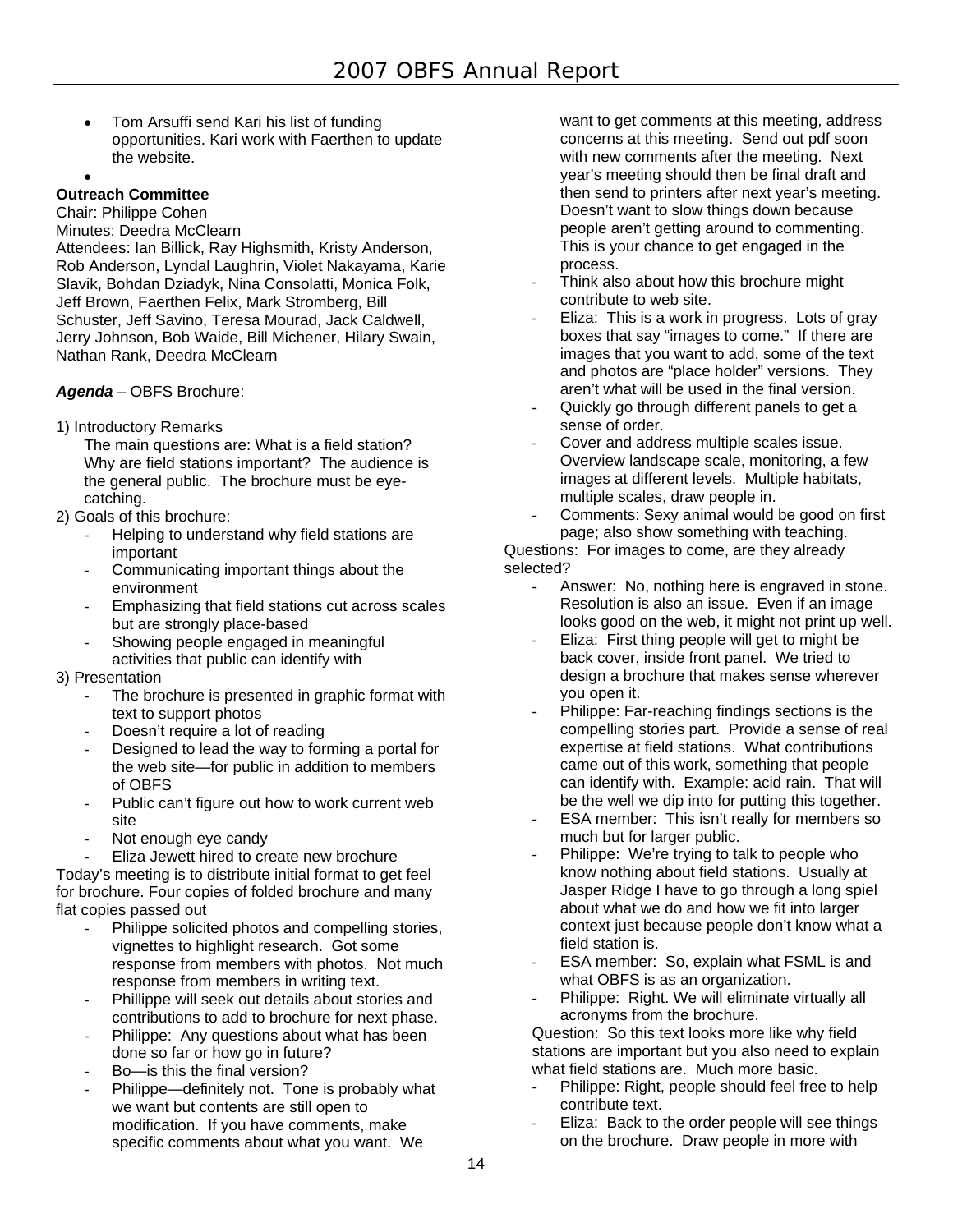- Tom Arsuffi send Kari his list of funding opportunities. Kari work with Faerthen to update the website.
- 

**Outreach Committee**
Chair: Philippe Cohen
Minutes: Deedra McClearn
Attendees: Ian Billick, Ray Highsmith, Kristy Anderson, Rob Anderson, Lyndal Laughrin, Violet Nakayama, Karie Slavik, Bohdan Dziadyk, Nina Consolatti, Monica Folk, Jeff Brown, Faerthen Felix, Mark Stromberg, Bill Schuster, Jeff Savino, Teresa Mourad, Jack Caldwell, Jerry Johnson, Bob Waide, Bill Michener, Hilary Swain, Nathan Rank, Deedra McClearn

***Agenda*** – OBFS Brochure:

1) Introductory Remarks
   The main questions are: What is a field station? Why are field stations important? The audience is the general public. The brochure must be eye-catching.
2) Goals of this brochure:
   - Helping to understand why field stations are important
   - Communicating important things about the environment
   - Emphasizing that field stations cut across scales but are strongly place-based
   - Showing people engaged in meaningful activities that public can identify with
3) Presentation
   - The brochure is presented in graphic format with text to support photos
   - Doesn't require a lot of reading
   - Designed to lead the way to forming a portal for the web site—for public in addition to members of OBFS
   - Public can't figure out how to work current web site
   - Not enough eye candy
   - Eliza Jewett hired to create new brochure

Today's meeting is to distribute initial format to get feel for brochure. Four copies of folded brochure and many flat copies passed out

   - Philippe solicited photos and compelling stories, vignettes to highlight research. Got some response from members with photos. Not much response from members in writing text.
   - Phillippe will seek out details about stories and contributions to add to brochure for next phase.
   - Philippe: Any questions about what has been done so far or how go in future?
   - Bo—is this the final version?
   - Philippe—definitely not. Tone is probably what we want but contents are still open to modification. If you have comments, make specific comments about what you want. We want to get comments at this meeting, address concerns at this meeting. Send out pdf soon with new comments after the meeting. Next year's meeting should then be final draft and then send to printers after next year's meeting. Doesn't want to slow things down because people aren't getting around to commenting. This is your chance to get engaged in the process.
   - Think also about how this brochure might contribute to web site.
   - Eliza: This is a work in progress. Lots of gray boxes that say "images to come." If there are images that you want to add, some of the text and photos are "place holder" versions. They aren't what will be used in the final version.
   - Quickly go through different panels to get a sense of order.
   - Cover and address multiple scales issue. Overview landscape scale, monitoring, a few images at different levels. Multiple habitats, multiple scales, draw people in.
   - Comments: Sexy animal would be good on first page; also show something with teaching.

Questions: For images to come, are they already selected?

   - Answer: No, nothing here is engraved in stone. Resolution is also an issue. Even if an image looks good on the web, it might not print up well.
   - Eliza: First thing people will get to might be back cover, inside front panel. We tried to design a brochure that makes sense wherever you open it.
   - Philippe: Far-reaching findings sections is the compelling stories part. Provide a sense of real expertise at field stations. What contributions came out of this work, something that people can identify with. Example: acid rain. That will be the well we dip into for putting this together.
   - ESA member: This isn't really for members so much but for larger public.
   - Philippe: We're trying to talk to people who know nothing about field stations. Usually at Jasper Ridge I have to go through a long spiel about what we do and how we fit into larger context just because people don't know what a field station is.
   - ESA member: So, explain what FSML is and what OBFS is as an organization.
   - Philippe: Right. We will eliminate virtually all acronyms from the brochure.

Question: So this text looks more like why field stations are important but you also need to explain what field stations are. Much more basic.

   - Philippe: Right, people should feel free to help contribute text.
   - Eliza: Back to the order people will see things on the brochure. Draw people in more with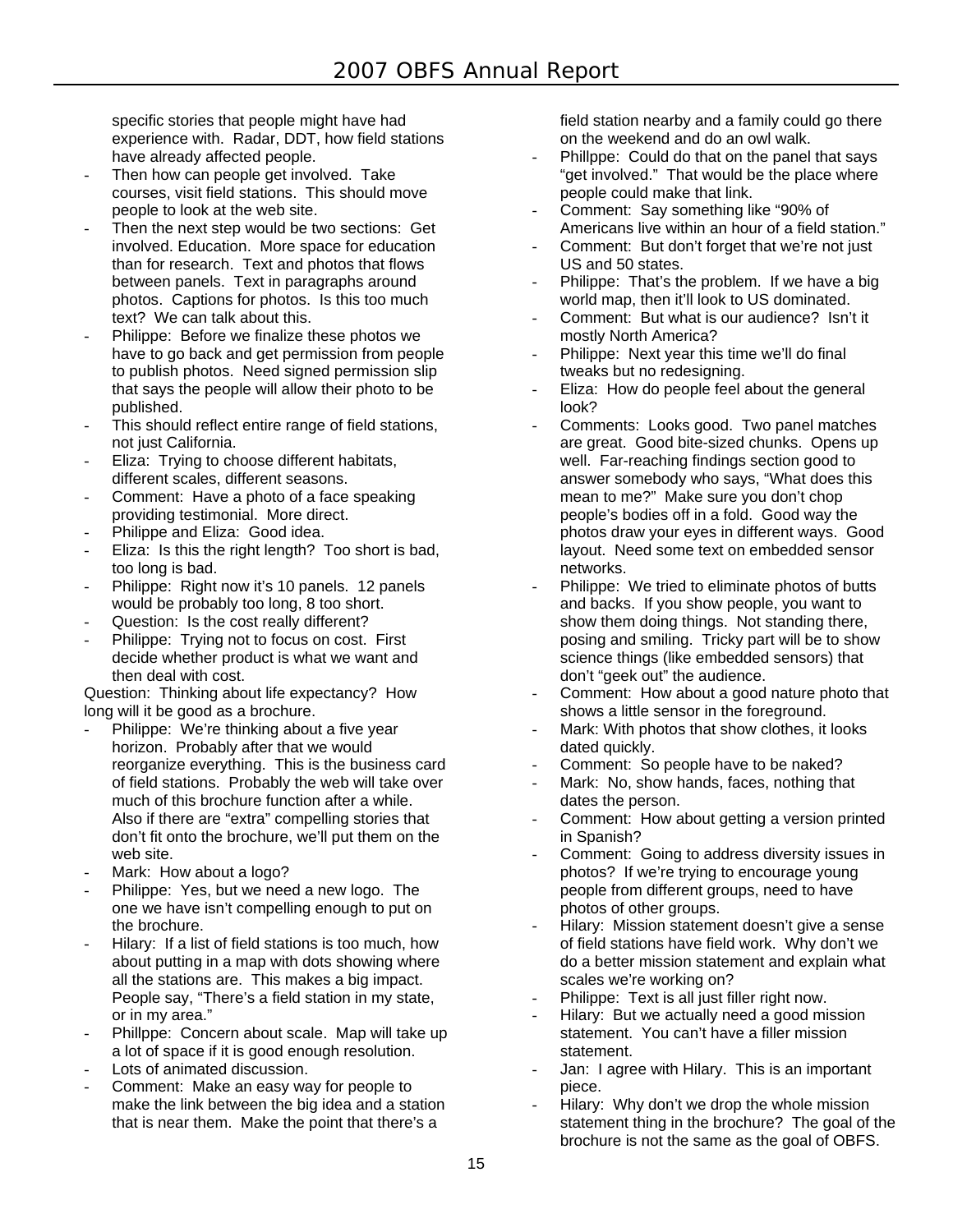specific stories that people might have had experience with. Radar, DDT, how field stations have already affected people.

- Then how can people get involved. Take courses, visit field stations. This should move people to look at the web site.
- Then the next step would be two sections: Get involved. Education. More space for education than for research. Text and photos that flows between panels. Text in paragraphs around photos. Captions for photos. Is this too much text? We can talk about this.
- Philippe: Before we finalize these photos we have to go back and get permission from people to publish photos. Need signed permission slip that says the people will allow their photo to be published.
- This should reflect entire range of field stations, not just California.
- Eliza: Trying to choose different habitats, different scales, different seasons.
- Comment: Have a photo of a face speaking providing testimonial. More direct.
- Philippe and Eliza: Good idea.
- Eliza: Is this the right length? Too short is bad, too long is bad.
- Philippe: Right now it's 10 panels. 12 panels would be probably too long, 8 too short.
- Question: Is the cost really different?
- Philippe: Trying not to focus on cost. First decide whether product is what we want and then deal with cost.

Question: Thinking about life expectancy? How long will it be good as a brochure.

- Philippe: We're thinking about a five year horizon. Probably after that we would reorganize everything. This is the business card of field stations. Probably the web will take over much of this brochure function after a while. Also if there are "extra" compelling stories that don't fit onto the brochure, we'll put them on the web site.
- Mark: How about a logo?
- Philippe: Yes, but we need a new logo. The one we have isn't compelling enough to put on the brochure.
- Hilary: If a list of field stations is too much, how about putting in a map with dots showing where all the stations are. This makes a big impact. People say, "There's a field station in my state, or in my area."
- Phillppe: Concern about scale. Map will take up a lot of space if it is good enough resolution.
- Lots of animated discussion.
- Comment: Make an easy way for people to make the link between the big idea and a station that is near them. Make the point that there's a field station nearby and a family could go there on the weekend and do an owl walk.
- Phillppe: Could do that on the panel that says "get involved." That would be the place where people could make that link.
- Comment: Say something like "90% of Americans live within an hour of a field station."
- Comment: But don't forget that we're not just US and 50 states.
- Philipe: That's the problem. If we have a big world map, then it'll look to US dominated.
- Comment: But what is our audience? Isn't it mostly North America?
- Philippe: Next year this time we'll do final tweaks but no redesigning.
- Eliza: How do people feel about the general look?
- Comments: Looks good. Two panel matches are great. Good bite-sized chunks. Opens up well. Far-reaching findings section good to answer somebody who says, "What does this mean to me?" Make sure you don't chop people's bodies off in a fold. Good way the photos draw your eyes in different ways. Good layout. Need some text on embedded sensor networks.
- Philippe: We tried to eliminate photos of butts and backs. If you show people, you want to show them doing things. Not standing there, posing and smiling. Tricky part will be to show science things (like embedded sensors) that don't "geek out" the audience.
- Comment: How about a good nature photo that shows a little sensor in the foreground.
- Mark: With photos that show clothes, it looks dated quickly.
- Comment: So people have to be naked?
- Mark: No, show hands, faces, nothing that dates the person.
- Comment: How about getting a version printed in Spanish?
- Comment: Going to address diversity issues in photos? If we're trying to encourage young people from different groups, need to have photos of other groups.
- Hilary: Mission statement doesn't give a sense of field stations have field work. Why don't we do a better mission statement and explain what scales we're working on?
- Philippe: Text is all just filler right now.
- Hilary: But we actually need a good mission statement. You can't have a filler mission statement.
- Jan: I agree with Hilary. This is an important piece.
- Hilary: Why don't we drop the whole mission statement thing in the brochure? The goal of the brochure is not the same as the goal of OBFS.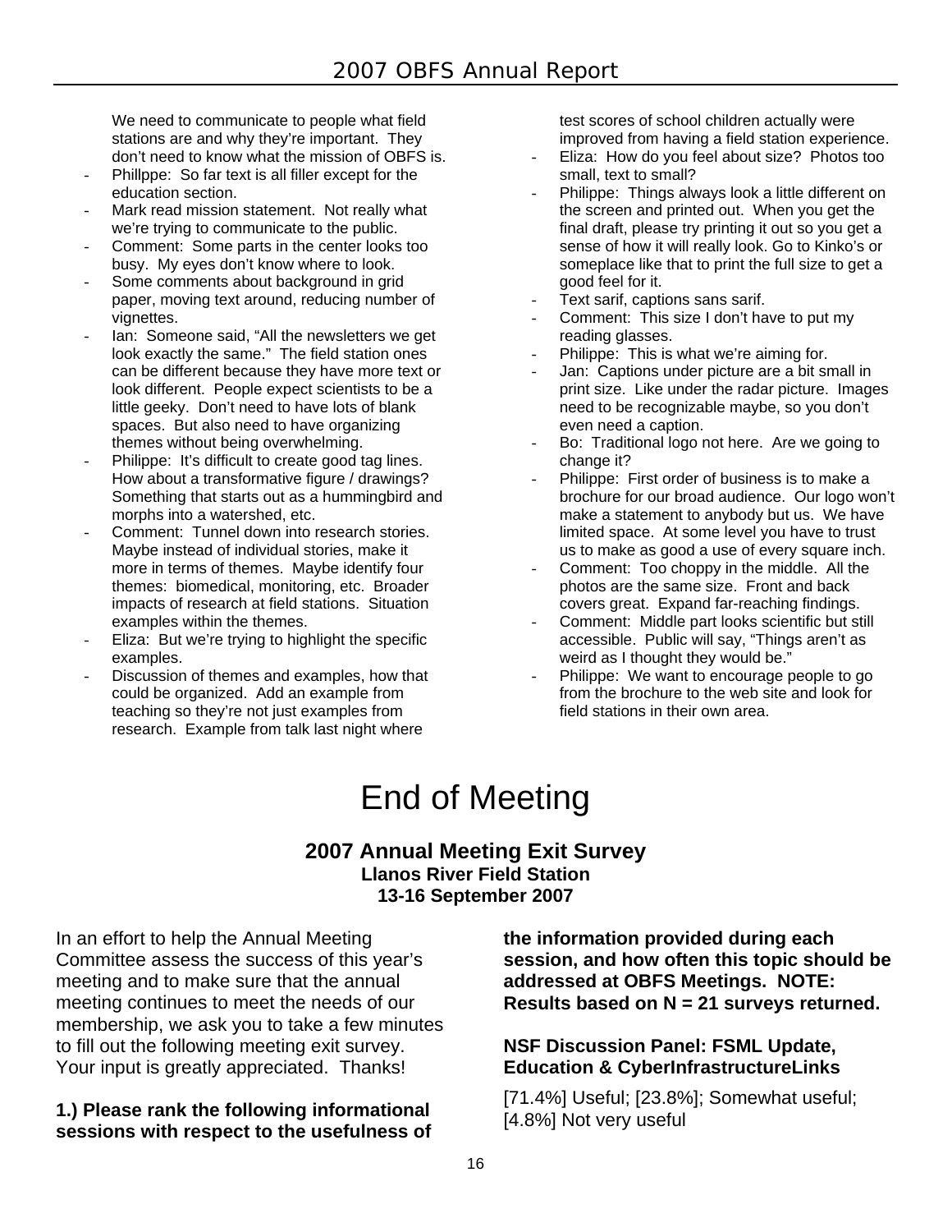We need to communicate to people what field stations are and why they're important. They don't need to know what the mission of OBFS is.

- Phillppe: So far text is all filler except for the education section.
- Mark read mission statement. Not really what we're trying to communicate to the public.
- Comment: Some parts in the center looks too busy. My eyes don't know where to look.
- Some comments about background in grid paper, moving text around, reducing number of vignettes.
- Ian: Someone said, "All the newsletters we get look exactly the same." The field station ones can be different because they have more text or look different. People expect scientists to be a little geeky. Don't need to have lots of blank spaces. But also need to have organizing themes without being overwhelming.
- Philippe: It's difficult to create good tag lines. How about a transformative figure / drawings? Something that starts out as a hummingbird and morphs into a watershed, etc.
- Comment: Tunnel down into research stories. Maybe instead of individual stories, make it more in terms of themes. Maybe identify four themes: biomedical, monitoring, etc. Broader impacts of research at field stations. Situation examples within the themes.
- Eliza: But we're trying to highlight the specific examples.
- Discussion of themes and examples, how that could be organized. Add an example from teaching so they're not just examples from research. Example from talk last night where test scores of school children actually were improved from having a field station experience.
- Eliza: How do you feel about size? Photos too small, text to small?
- Philippe: Things always look a little different on the screen and printed out. When you get the final draft, please try printing it out so you get a sense of how it will really look. Go to Kinko's or someplace like that to print the full size to get a good feel for it.
- Text sarif, captions sans sarif.
- Comment: This size I don't have to put my reading glasses.
- Philippe: This is what we're aiming for.
- Jan: Captions under picture are a bit small in print size. Like under the radar picture. Images need to be recognizable maybe, so you don't even need a caption.
- Bo: Traditional logo not here. Are we going to change it?
- Philippe: First order of business is to make a brochure for our broad audience. Our logo won't make a statement to anybody but us. We have limited space. At some level you have to trust us to make as good a use of every square inch.
- Comment: Too choppy in the middle. All the photos are the same size. Front and back covers great. Expand far-reaching findings.
- Comment: Middle part looks scientific but still accessible. Public will say, "Things aren't as weird as I thought they would be."
- Philippe: We want to encourage people to go from the brochure to the web site and look for field stations in their own area.

# End of Meeting

## 2007 Annual Meeting Exit Survey

**Llanos River Field Station**
**13-16 September 2007**

In an effort to help the Annual Meeting Committee assess the success of this year's meeting and to make sure that the annual meeting continues to meet the needs of our membership, we ask you to take a few minutes to fill out the following meeting exit survey. Your input is greatly appreciated. Thanks!

**1.) Please rank the following informational sessions with respect to the usefulness of the information provided during each session, and how often this topic should be addressed at OBFS Meetings. NOTE: Results based on N = 21 surveys returned.**

**NSF Discussion Panel: FSML Update, Education & CyberInfrastructureLinks**

[71.4%] Useful; [23.8%]; Somewhat useful; [4.8%] Not very useful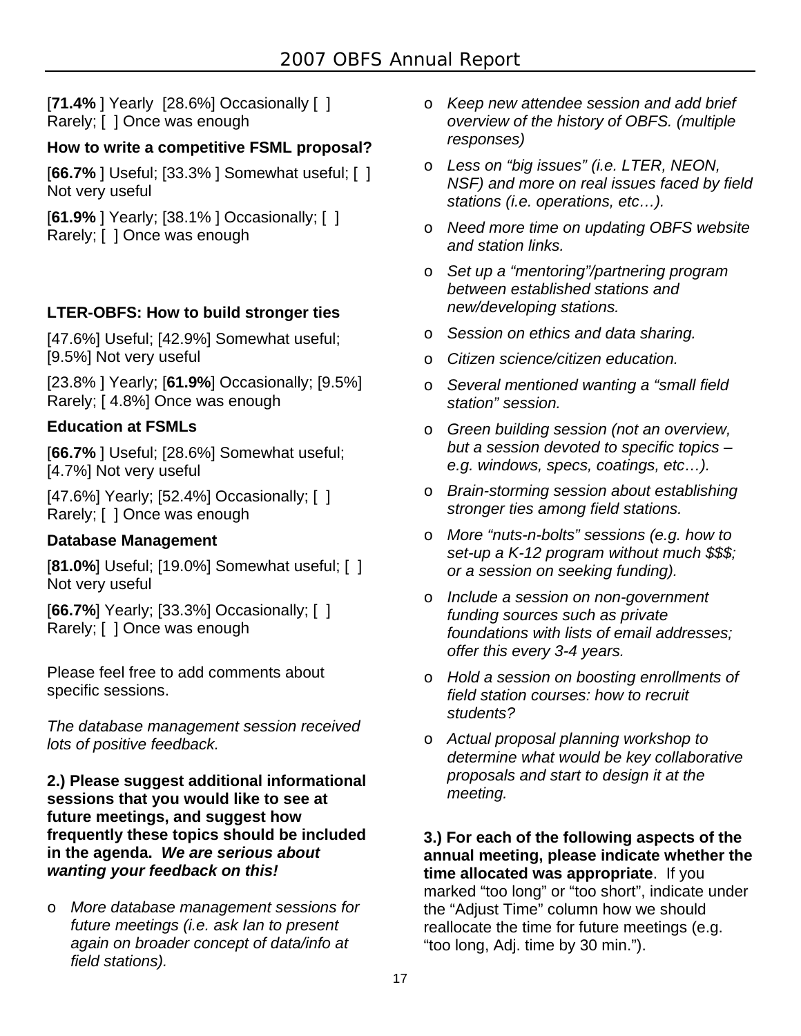[**71.4%** ] Yearly [28.6%] Occasionally [ ] Rarely; [ ] Once was enough

**How to write a competitive FSML proposal?**

[**66.7%** ] Useful; [33.3% ] Somewhat useful; [ ] Not very useful

[**61.9%** ] Yearly; [38.1% ] Occasionally; [ ] Rarely; [ ] Once was enough

**LTER-OBFS: How to build stronger ties**

[47.6%] Useful; [42.9%] Somewhat useful; [9.5%] Not very useful

[23.8% ] Yearly; [**61.9%**] Occasionally; [9.5%] Rarely; [ 4.8%] Once was enough

**Education at FSMLs**

[**66.7%** ] Useful; [28.6%] Somewhat useful; [4.7%] Not very useful

[47.6%] Yearly; [52.4%] Occasionally; [ ] Rarely; [ ] Once was enough

**Database Management**

[**81.0%**] Useful; [19.0%] Somewhat useful; [ ] Not very useful

[**66.7%**] Yearly; [33.3%] Occasionally; [ ] Rarely; [ ] Once was enough

Please feel free to add comments about specific sessions.

*The database management session received lots of positive feedback.*

**2.) Please suggest additional informational sessions that you would like to see at future meetings, and suggest how frequently these topics should be included in the agenda. *We are serious about wanting your feedback on this!***

- *More database management sessions for future meetings (i.e. ask Ian to present again on broader concept of data/info at field stations).*
- *Keep new attendee session and add brief overview of the history of OBFS. (multiple responses)*
- *Less on "big issues" (i.e. LTER, NEON, NSF) and more on real issues faced by field stations (i.e. operations, etc…).*
- *Need more time on updating OBFS website and station links.*
- *Set up a "mentoring"/partnering program between established stations and new/developing stations.*
- *Session on ethics and data sharing.*
- *Citizen science/citizen education.*
- *Several mentioned wanting a "small field station" session.*
- *Green building session (not an overview, but a session devoted to specific topics – e.g. windows, specs, coatings, etc…).*
- *Brain-storming session about establishing stronger ties among field stations.*
- *More "nuts-n-bolts" sessions (e.g. how to set-up a K-12 program without much $$$; or a session on seeking funding).*
- *Include a session on non-government funding sources such as private foundations with lists of email addresses; offer this every 3-4 years.*
- *Hold a session on boosting enrollments of field station courses: how to recruit students?*
- *Actual proposal planning workshop to determine what would be key collaborative proposals and start to design it at the meeting.*

**3.) For each of the following aspects of the annual meeting, please indicate whether the time allocated was appropriate**. If you marked "too long" or "too short", indicate under the "Adjust Time" column how we should reallocate the time for future meetings (e.g. "too long, Adj. time by 30 min.").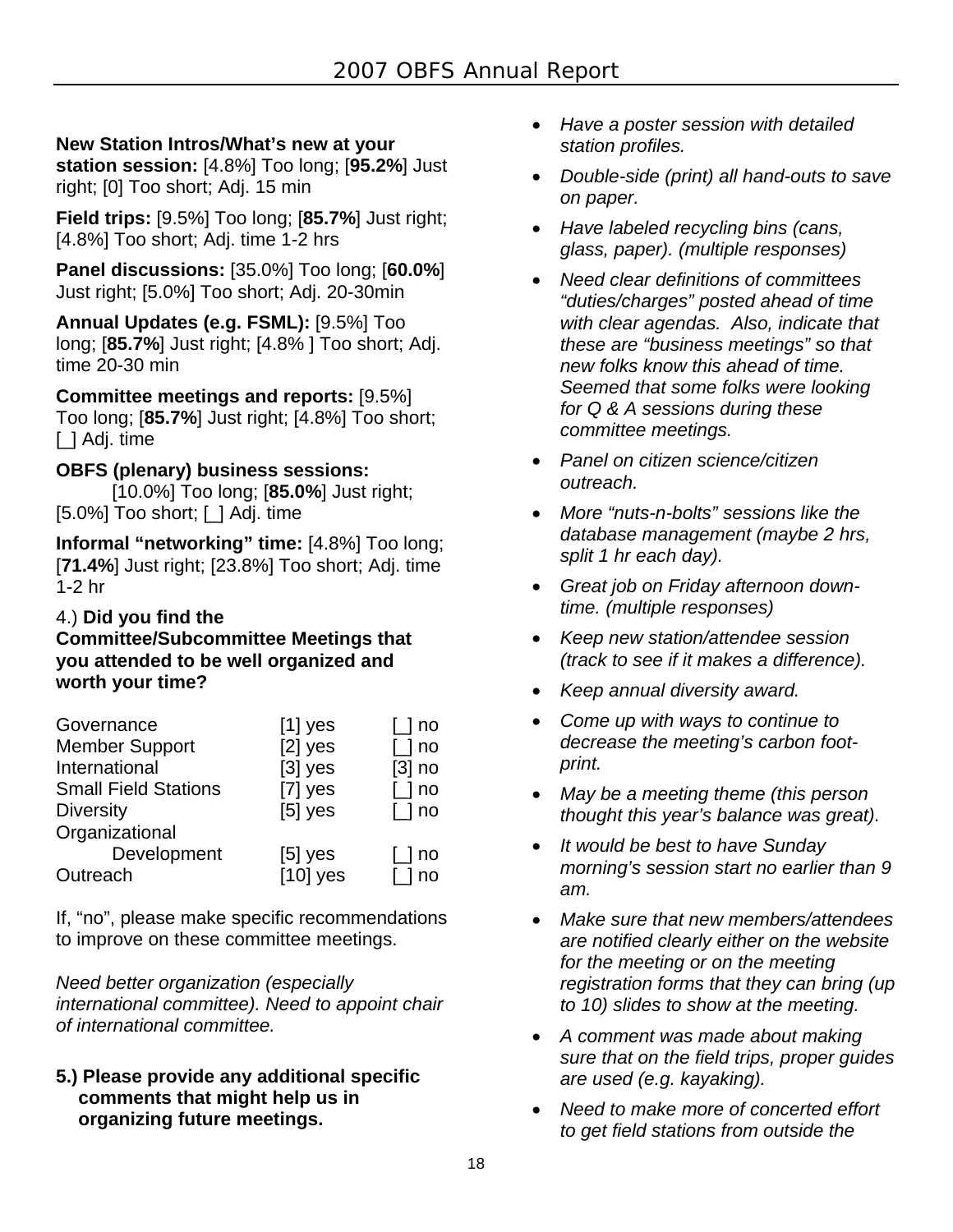**New Station Intros/What's new at your station session:** [4.8%] Too long; [**95.2%**] Just right; [0] Too short; Adj. 15 min

**Field trips:** [9.5%] Too long; [**85.7%**] Just right; [4.8%] Too short; Adj. time 1-2 hrs

**Panel discussions:** [35.0%] Too long; [**60.0%**] Just right; [5.0%] Too short; Adj. 20-30min

**Annual Updates (e.g. FSML):** [9.5%] Too long; [**85.7%**] Just right; [4.8% ] Too short; Adj. time 20-30 min

**Committee meetings and reports:** [9.5%] Too long; [**85.7%**] Just right; [4.8%] Too short; [_] Adj. time

**OBFS (plenary) business sessions:** [10.0%] Too long; [**85.0%**] Just right; [5.0%] Too short; [_] Adj. time

**Informal "networking" time:** [4.8%] Too long; [**71.4%**] Just right; [23.8%] Too short; Adj. time 1-2 hr

4.) **Did you find the Committee/Subcommittee Meetings that you attended to be well organized and worth your time?**

| | | |
|---|---|---|
| Governance | [1] yes | [_] no |
| Member Support | [2] yes | [_] no |
| International | [3] yes | [3] no |
| Small Field Stations | [7] yes | [_] no |
| Diversity | [5] yes | [_] no |
| Organizational Development | [5] yes | [_] no |
| Outreach | [10] yes | [_] no |

If, "no", please make specific recommendations to improve on these committee meetings.

*Need better organization (especially international committee). Need to appoint chair of international committee.*

**5.) Please provide any additional specific comments that might help us in organizing future meetings.**

- *Have a poster session with detailed station profiles.*
- *Double-side (print) all hand-outs to save on paper.*
- *Have labeled recycling bins (cans, glass, paper). (multiple responses)*
- *Need clear definitions of committees "duties/charges" posted ahead of time with clear agendas. Also, indicate that these are "business meetings" so that new folks know this ahead of time. Seemed that some folks were looking for Q & A sessions during these committee meetings.*
- *Panel on citizen science/citizen outreach.*
- *More "nuts-n-bolts" sessions like the database management (maybe 2 hrs, split 1 hr each day).*
- *Great job on Friday afternoon down-time. (multiple responses)*
- *Keep new station/attendee session (track to see if it makes a difference).*
- *Keep annual diversity award.*
- *Come up with ways to continue to decrease the meeting's carbon foot-print.*
- *May be a meeting theme (this person thought this year's balance was great).*
- *It would be best to have Sunday morning's session start no earlier than 9 am.*
- *Make sure that new members/attendees are notified clearly either on the website for the meeting or on the meeting registration forms that they can bring (up to 10) slides to show at the meeting.*
- *A comment was made about making sure that on the field trips, proper guides are used (e.g. kayaking).*
- *Need to make more of concerted effort to get field stations from outside the*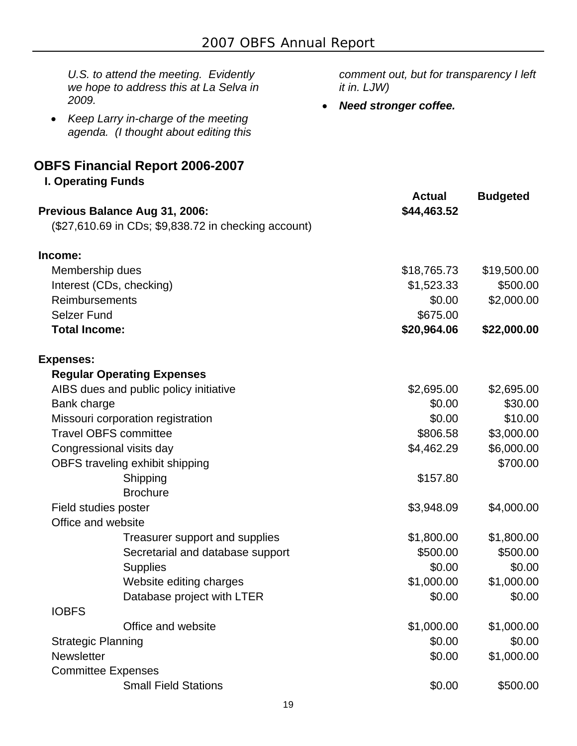*U.S. to attend the meeting. Evidently we hope to address this at La Selva in 2009.*

- *Keep Larry in-charge of the meeting agenda. (I thought about editing this comment out, but for transparency I left it in. LJW)*
- ***Need stronger coffee.***

## OBFS Financial Report 2006-2007

### I. Operating Funds

| | Actual | Budgeted |
|---|---|---|
| **Previous Balance Aug 31, 2006:** | **$44,463.52** | |
| ($27,610.69 in CDs; $9,838.72 in checking account) | | |
| | | |
| **Income:** | | |
| Membership dues | $18,765.73 | $19,500.00 |
| Interest (CDs, checking) | $1,523.33 | $500.00 |
| Reimbursements | $0.00 | $2,000.00 |
| Selzer Fund | $675.00 | |
| **Total Income:** | **$20,964.06** | **$22,000.00** |
| | | |
| **Expenses:** | | |
| **Regular Operating Expenses** | | |
| AIBS dues and public policy initiative | $2,695.00 | $2,695.00 |
| Bank charge | $0.00 | $30.00 |
| Missouri corporation registration | $0.00 | $10.00 |
| Travel OBFS committee | $806.58 | $3,000.00 |
| Congressional visits day | $4,462.29 | $6,000.00 |
| OBFS traveling exhibit shipping | | $700.00 |
| Shipping | $157.80 | |
| Brochure | | |
| Field studies poster | $3,948.09 | $4,000.00 |
| Office and website | | |
| Treasurer support and supplies | $1,800.00 | $1,800.00 |
| Secretarial and database support | $500.00 | $500.00 |
| Supplies | $0.00 | $0.00 |
| Website editing charges | $1,000.00 | $1,000.00 |
| Database project with LTER | $0.00 | $0.00 |
| IOBFS | | |
| Office and website | $1,000.00 | $1,000.00 |
| Strategic Planning | $0.00 | $0.00 |
| Newsletter | $0.00 | $1,000.00 |
| Committee Expenses | | |
| Small Field Stations | $0.00 | $500.00 |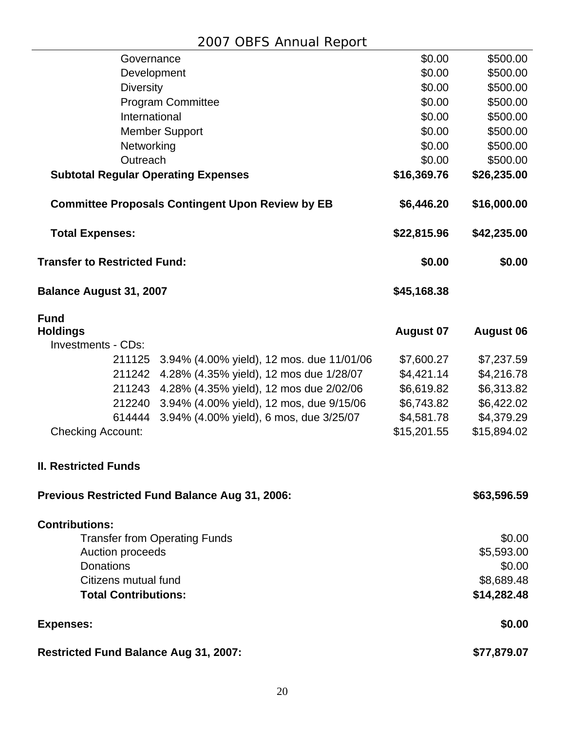| | | |
|---|---|---|
| Governance | $0.00 | $500.00 |
| Development | $0.00 | $500.00 |
| Diversity | $0.00 | $500.00 |
| Program Committee | $0.00 | $500.00 |
| International | $0.00 | $500.00 |
| Member Support | $0.00 | $500.00 |
| Networking | $0.00 | $500.00 |
| Outreach | $0.00 | $500.00 |
| **Subtotal Regular Operating Expenses** | **$16,369.76** | **$26,235.00** |
| **Committee Proposals Contingent Upon Review by EB** | **$6,446.20** | **$16,000.00** |
| **Total Expenses:** | **$22,815.96** | **$42,235.00** |
| **Transfer to Restricted Fund:** | **$0.00** | **$0.00** |
| **Balance August 31, 2007** | **$45,168.38** | |

| **Fund Holdings** | **August 07** | **August 06** |
|---|---|---|
| Investments - CDs: | | |
| 211125 3.94% (4.00% yield), 12 mos. due 11/01/06 | $7,600.27 | $7,237.59 |
| 211242 4.28% (4.35% yield), 12 mos due 1/28/07 | $4,421.14 | $4,216.78 |
| 211243 4.28% (4.35% yield), 12 mos due 2/02/06 | $6,619.82 | $6,313.82 |
| 212240 3.94% (4.00% yield), 12 mos, due 9/15/06 | $6,743.82 | $6,422.02 |
| 614444 3.94% (4.00% yield), 6 mos, due 3/25/07 | $4,581.78 | $4,379.29 |
| Checking Account: | $15,201.55 | $15,894.02 |

## II. Restricted Funds

| | |
|---|---|
| **Previous Restricted Fund Balance Aug 31, 2006:** | **$63,596.59** |
| **Contributions:** | |
| Transfer from Operating Funds | $0.00 |
| Auction proceeds | $5,593.00 |
| Donations | $0.00 |
| Citizens mutual fund | $8,689.48 |
| **Total Contributions:** | **$14,282.48** |
| **Expenses:** | **$0.00** |
| **Restricted Fund Balance Aug 31, 2007:** | **$77,879.07** |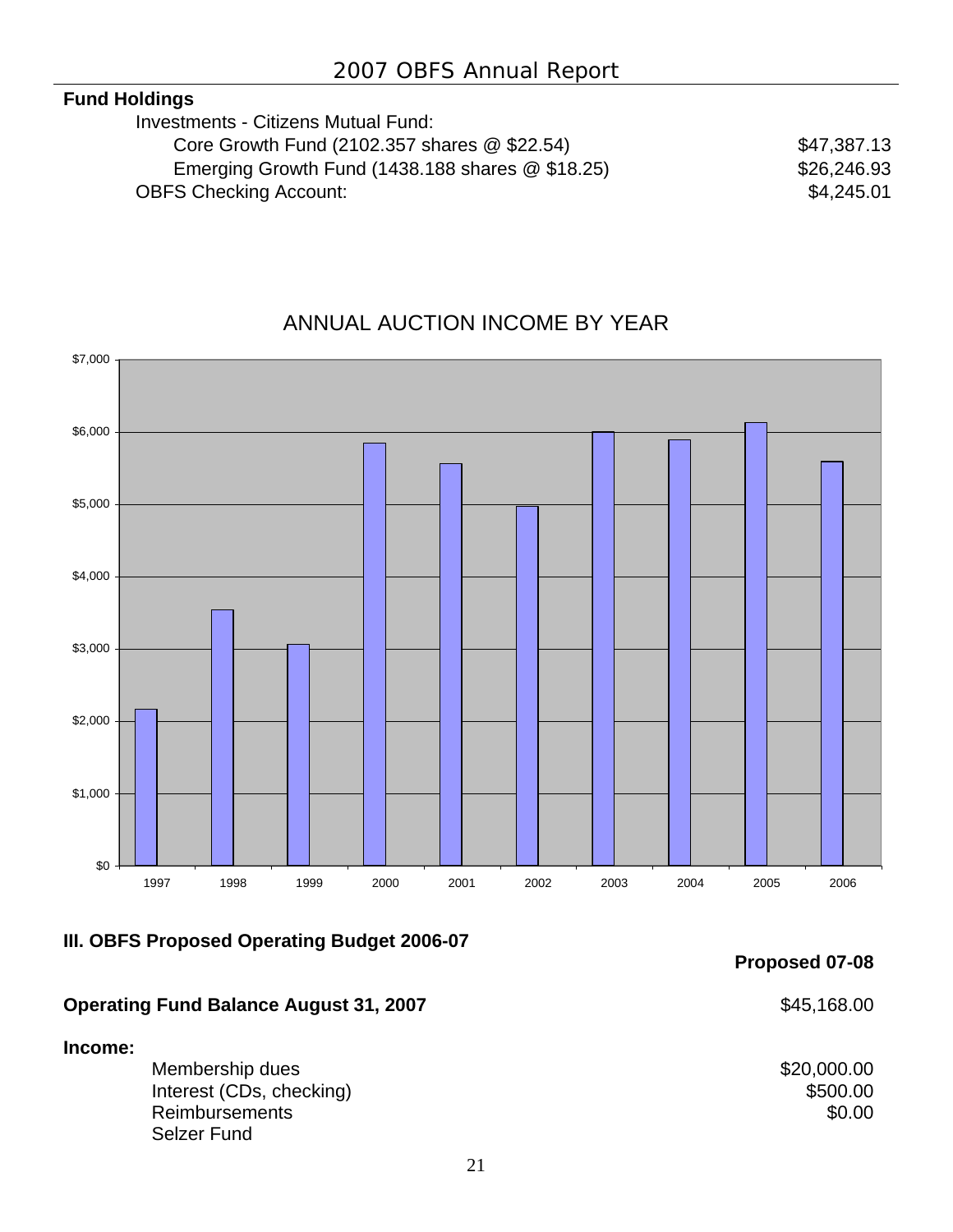## Fund Holdings

| | |
|---|---|
| Investments - Citizens Mutual Fund: | |
| Core Growth Fund (2102.357 shares @ $22.54) | $47,387.13 |
| Emerging Growth Fund (1438.188 shares @ $18.25) | $26,246.93 |
| OBFS Checking Account: | $4,245.01 |

ANNUAL AUCTION INCOME BY YEAR

## III. OBFS Proposed Operating Budget 2006-07

| | **Proposed 07-08** |
|---|---|
| **Operating Fund Balance August 31, 2007** | $45,168.00 |
| **Income:** | |
| Membership dues | $20,000.00 |
| Interest (CDs, checking) | $500.00 |
| Reimbursements | $0.00 |
| Selzer Fund | |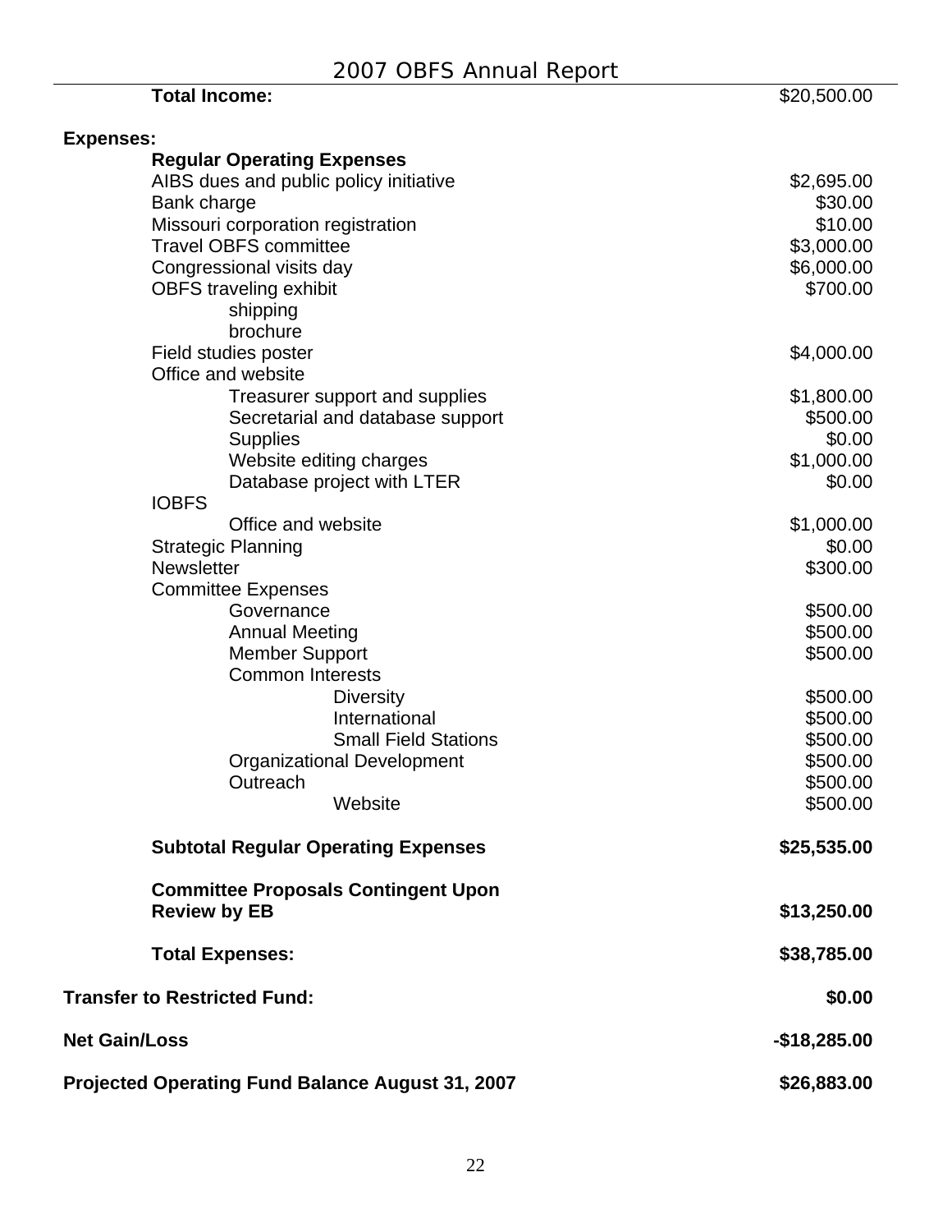| | |
|---|---|
| **Total Income:** | $20,500.00 |
| | |
| **Expenses:** | |
| **Regular Operating Expenses** | |
| AIBS dues and public policy initiative | $2,695.00 |
| Bank charge | $30.00 |
| Missouri corporation registration | $10.00 |
| Travel OBFS committee | $3,000.00 |
| Congressional visits day | $6,000.00 |
| OBFS traveling exhibit | $700.00 |
| shipping | |
| brochure | |
| Field studies poster | $4,000.00 |
| Office and website | |
| Treasurer support and supplies | $1,800.00 |
| Secretarial and database support | $500.00 |
| Supplies | $0.00 |
| Website editing charges | $1,000.00 |
| Database project with LTER | $0.00 |
| IOBFS | |
| Office and website | $1,000.00 |
| Strategic Planning | $0.00 |
| Newsletter | $300.00 |
| Committee Expenses | |
| Governance | $500.00 |
| Annual Meeting | $500.00 |
| Member Support | $500.00 |
| Common Interests | |
| Diversity | $500.00 |
| International | $500.00 |
| Small Field Stations | $500.00 |
| Organizational Development | $500.00 |
| Outreach | $500.00 |
| Website | $500.00 |
| | |
| **Subtotal Regular Operating Expenses** | **$25,535.00** |
| | |
| **Committee Proposals Contingent Upon Review by EB** | **$13,250.00** |
| | |
| **Total Expenses:** | **$38,785.00** |
| | |
| **Transfer to Restricted Fund:** | **$0.00** |
| | |
| **Net Gain/Loss** | **-$18,285.00** |
| | |
| **Projected Operating Fund Balance August 31, 2007** | **$26,883.00** |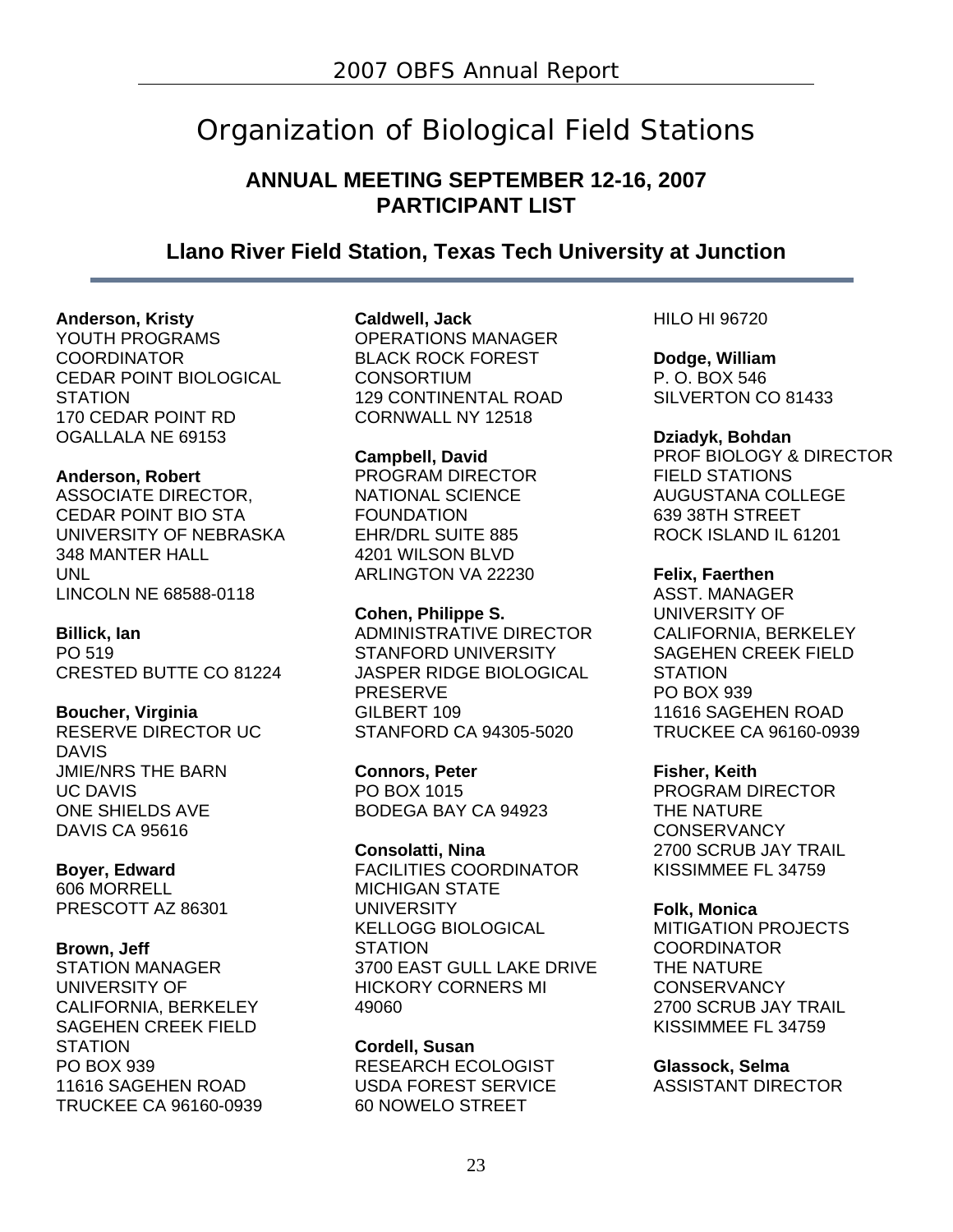# Organization of Biological Field Stations

## ANNUAL MEETING SEPTEMBER 12-16, 2007
## PARTICIPANT LIST

### Llano River Field Station, Texas Tech University at Junction

**Anderson, Kristy**
YOUTH PROGRAMS COORDINATOR
CEDAR POINT BIOLOGICAL STATION
170 CEDAR POINT RD
OGALLALA NE 69153

**Anderson, Robert**
ASSOCIATE DIRECTOR,
CEDAR POINT BIO STA
UNIVERSITY OF NEBRASKA
348 MANTER HALL
UNL
LINCOLN NE 68588-0118

**Billick, Ian**
PO 519
CRESTED BUTTE CO 81224

**Boucher, Virginia**
RESERVE DIRECTOR UC DAVIS
JMIE/NRS THE BARN
UC DAVIS
ONE SHIELDS AVE
DAVIS CA 95616

**Boyer, Edward**
606 MORRELL
PRESCOTT AZ 86301

**Brown, Jeff**
STATION MANAGER
UNIVERSITY OF CALIFORNIA, BERKELEY
SAGEHEN CREEK FIELD STATION
PO BOX 939
11616 SAGEHEN ROAD
TRUCKEE CA 96160-0939

**Caldwell, Jack**
OPERATIONS MANAGER
BLACK ROCK FOREST CONSORTIUM
129 CONTINENTAL ROAD
CORNWALL NY 12518

**Campbell, David**
PROGRAM DIRECTOR
NATIONAL SCIENCE FOUNDATION
EHR/DRL SUITE 885
4201 WILSON BLVD
ARLINGTON VA 22230

**Cohen, Philippe S.**
ADMINISTRATIVE DIRECTOR
STANFORD UNIVERSITY
JASPER RIDGE BIOLOGICAL PRESERVE
GILBERT 109
STANFORD CA 94305-5020

**Connors, Peter**
PO BOX 1015
BODEGA BAY CA 94923

**Consolatti, Nina**
FACILITIES COORDINATOR
MICHIGAN STATE UNIVERSITY
KELLOGG BIOLOGICAL STATION
3700 EAST GULL LAKE DRIVE
HICKORY CORNERS MI 49060

**Cordell, Susan**
RESEARCH ECOLOGIST
USDA FOREST SERVICE
60 NOWELO STREET
HILO HI 96720

**Dodge, William**
P. O. BOX 546
SILVERTON CO 81433

**Dziadyk, Bohdan**
PROF BIOLOGY & DIRECTOR FIELD STATIONS
AUGUSTANA COLLEGE
639 38TH STREET
ROCK ISLAND IL 61201

**Felix, Faerthen**
ASST. MANAGER
UNIVERSITY OF CALIFORNIA, BERKELEY
SAGEHEN CREEK FIELD STATION
PO BOX 939
11616 SAGEHEN ROAD
TRUCKEE CA 96160-0939

**Fisher, Keith**
PROGRAM DIRECTOR
THE NATURE CONSERVANCY
2700 SCRUB JAY TRAIL
KISSIMMEE FL 34759

**Folk, Monica**
MITIGATION PROJECTS COORDINATOR
THE NATURE CONSERVANCY
2700 SCRUB JAY TRAIL
KISSIMMEE FL 34759

**Glassock, Selma**
ASSISTANT DIRECTOR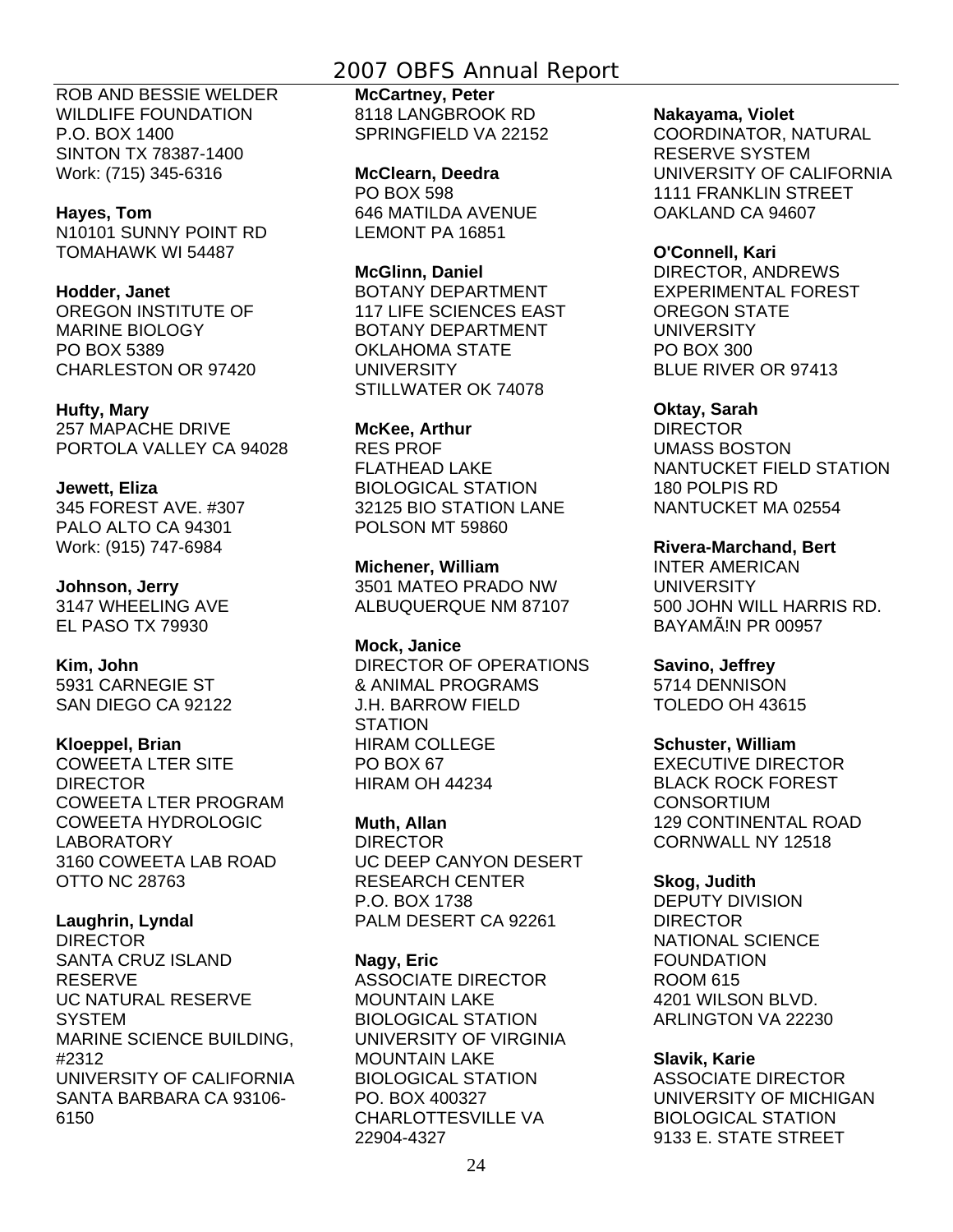ROB AND BESSIE WELDER
WILDLIFE FOUNDATION
P.O. BOX 1400
SINTON TX 78387-1400
Work: (715) 345-6316

**Hayes, Tom**
N10101 SUNNY POINT RD
TOMAHAWK WI 54487

**Hodder, Janet**
OREGON INSTITUTE OF
MARINE BIOLOGY
PO BOX 5389
CHARLESTON OR 97420

**Hufty, Mary**
257 MAPACHE DRIVE
PORTOLA VALLEY CA 94028

**Jewett, Eliza**
345 FOREST AVE. #307
PALO ALTO CA 94301
Work: (915) 747-6984

**Johnson, Jerry**
3147 WHEELING AVE
EL PASO TX 79930

**Kim, John**
5931 CARNEGIE ST
SAN DIEGO CA 92122

**Kloeppel, Brian**
COWEETA LTER SITE
DIRECTOR
COWEETA LTER PROGRAM
COWEETA HYDROLOGIC
LABORATORY
3160 COWEETA LAB ROAD
OTTO NC 28763

**Laughrin, Lyndal**
DIRECTOR
SANTA CRUZ ISLAND
RESERVE
UC NATURAL RESERVE
SYSTEM
MARINE SCIENCE BUILDING,
#2312
UNIVERSITY OF CALIFORNIA
SANTA BARBARA CA 93106-
6150

**McCartney, Peter**
8118 LANGBROOK RD
SPRINGFIELD VA 22152

**McClearn, Deedra**
PO BOX 598
646 MATILDA AVENUE
LEMONT PA 16851

**McGlinn, Daniel**
BOTANY DEPARTMENT
117 LIFE SCIENCES EAST
BOTANY DEPARTMENT
OKLAHOMA STATE
UNIVERSITY
STILLWATER OK 74078

**McKee, Arthur**
RES PROF
FLATHEAD LAKE
BIOLOGICAL STATION
32125 BIO STATION LANE
POLSON MT 59860

**Michener, William**
3501 MATEO PRADO NW
ALBUQUERQUE NM 87107

**Mock, Janice**
DIRECTOR OF OPERATIONS
& ANIMAL PROGRAMS
J.H. BARROW FIELD
STATION
HIRAM COLLEGE
PO BOX 67
HIRAM OH 44234

**Muth, Allan**
DIRECTOR
UC DEEP CANYON DESERT
RESEARCH CENTER
P.O. BOX 1738
PALM DESERT CA 92261

**Nagy, Eric**
ASSOCIATE DIRECTOR
MOUNTAIN LAKE
BIOLOGICAL STATION
UNIVERSITY OF VIRGINIA
MOUNTAIN LAKE
BIOLOGICAL STATION
PO. BOX 400327
CHARLOTTESVILLE VA
22904-4327

**Nakayama, Violet**
COORDINATOR, NATURAL
RESERVE SYSTEM
UNIVERSITY OF CALIFORNIA
1111 FRANKLIN STREET
OAKLAND CA 94607

**O'Connell, Kari**
DIRECTOR, ANDREWS
EXPERIMENTAL FOREST
OREGON STATE
UNIVERSITY
PO BOX 300
BLUE RIVER OR 97413

**Oktay, Sarah**
DIRECTOR
UMASS BOSTON
NANTUCKET FIELD STATION
180 POLPIS RD
NANTUCKET MA 02554

**Rivera-Marchand, Bert**
INTER AMERICAN
UNIVERSITY
500 JOHN WILL HARRIS RD.
BAYAMÃ!N PR 00957

**Savino, Jeffrey**
5714 DENNISON
TOLEDO OH 43615

**Schuster, William**
EXECUTIVE DIRECTOR
BLACK ROCK FOREST
CONSORTIUM
129 CONTINENTAL ROAD
CORNWALL NY 12518

**Skog, Judith**
DEPUTY DIVISION
DIRECTOR
NATIONAL SCIENCE
FOUNDATION
ROOM 615
4201 WILSON BLVD.
ARLINGTON VA 22230

**Slavik, Karie**
ASSOCIATE DIRECTOR
UNIVERSITY OF MICHIGAN
BIOLOGICAL STATION
9133 E. STATE STREET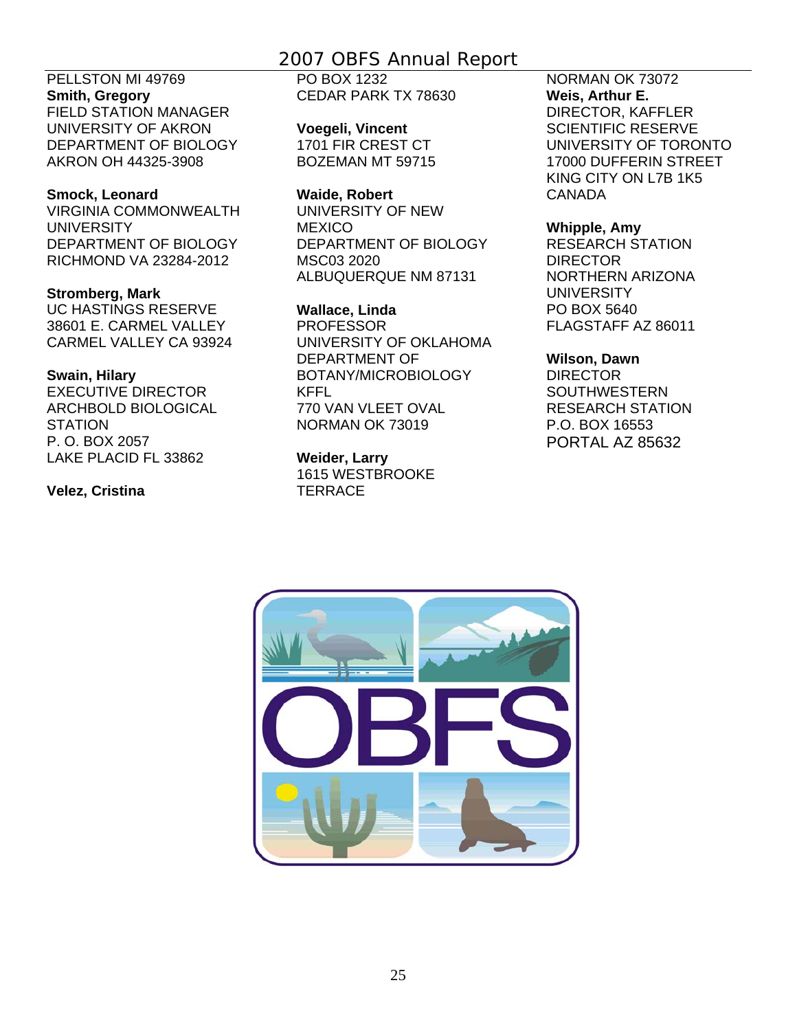PELLSTON MI 49769

**Smith, Gregory**
FIELD STATION MANAGER
UNIVERSITY OF AKRON
DEPARTMENT OF BIOLOGY
AKRON OH 44325-3908

**Smock, Leonard**
VIRGINIA COMMONWEALTH UNIVERSITY
DEPARTMENT OF BIOLOGY
RICHMOND VA 23284-2012

**Stromberg, Mark**
UC HASTINGS RESERVE
38601 E. CARMEL VALLEY
CARMEL VALLEY CA 93924

**Swain, Hilary**
EXECUTIVE DIRECTOR
ARCHBOLD BIOLOGICAL STATION
P. O. BOX 2057
LAKE PLACID FL 33862

**Velez, Cristina**
PO BOX 1232
CEDAR PARK TX 78630

**Voegeli, Vincent**
1701 FIR CREST CT
BOZEMAN MT 59715

**Waide, Robert**
UNIVERSITY OF NEW MEXICO
DEPARTMENT OF BIOLOGY
MSC03 2020
ALBUQUERQUE NM 87131

**Wallace, Linda**
PROFESSOR
UNIVERSITY OF OKLAHOMA
DEPARTMENT OF BOTANY/MICROBIOLOGY
KFFL
770 VAN VLEET OVAL
NORMAN OK 73019

**Weider, Larry**
1615 WESTBROOKE TERRACE
NORMAN OK 73072

**Weis, Arthur E.**
DIRECTOR, KAFFLER SCIENTIFIC RESERVE
UNIVERSITY OF TORONTO
17000 DUFFERIN STREET
KING CITY ON L7B 1K5
CANADA

**Whipple, Amy**
RESEARCH STATION DIRECTOR
NORTHERN ARIZONA UNIVERSITY
PO BOX 5640
FLAGSTAFF AZ 86011

**Wilson, Dawn**
DIRECTOR
SOUTHWESTERN RESEARCH STATION
P.O. BOX 16553
PORTAL AZ 85632